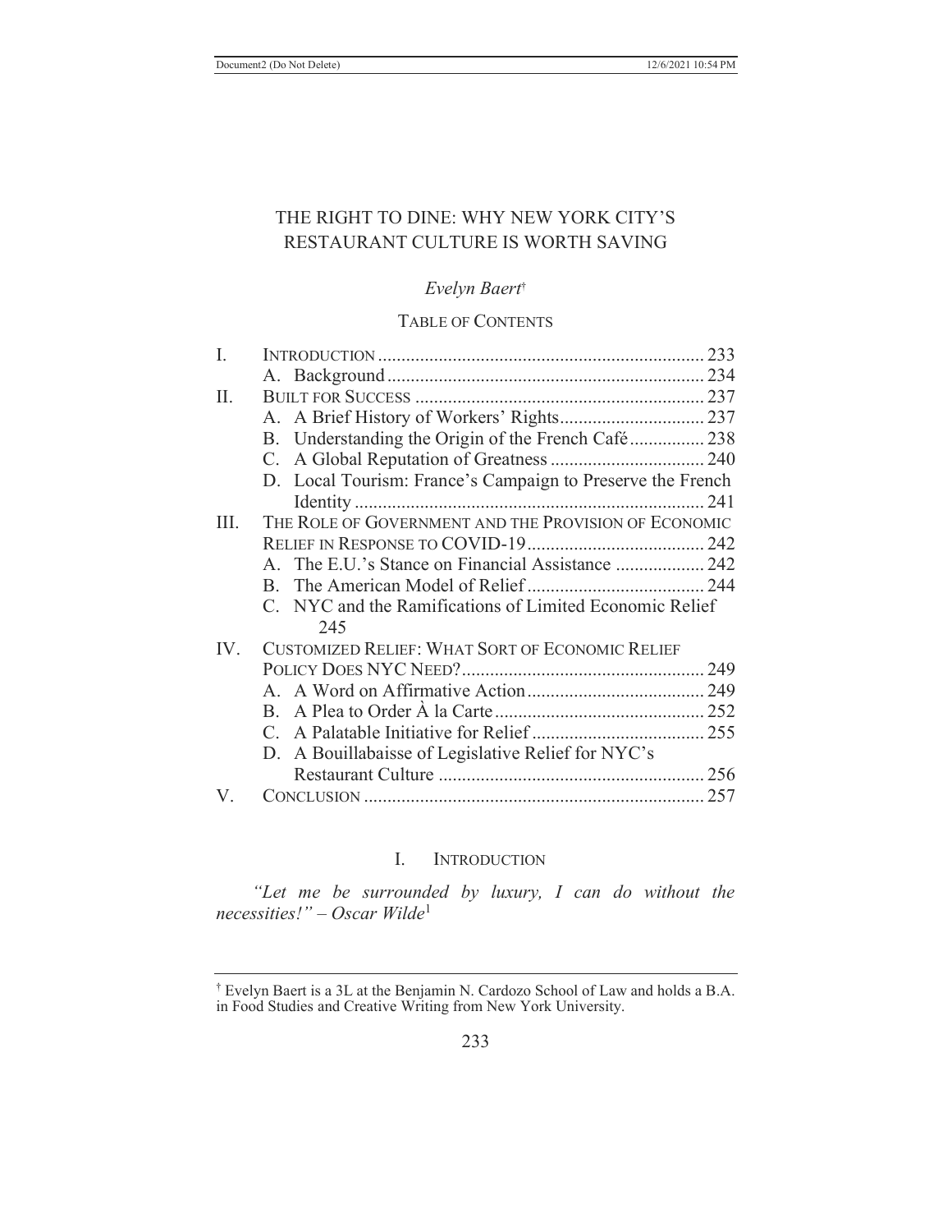# THE RIGHT TO DINE: WHY NEW YORK CITY'S RESTAURANT CULTURE IS WORTH SAVING

*Evelyn Baert*[†]

## TABLE OF CONTENTS

| | | |
|---|---|---|
| I. | INTRODUCTION | 233 |
| | A. Background | 234 |
| II. | BUILT FOR SUCCESS | 237 |
| | A. A Brief History of Workers' Rights | 237 |
| | B. Understanding the Origin of the French Café | 238 |
| | C. A Global Reputation of Greatness | 240 |
| | D. Local Tourism: France's Campaign to Preserve the French Identity | 241 |
| III. | THE ROLE OF GOVERNMENT AND THE PROVISION OF ECONOMIC RELIEF IN RESPONSE TO COVID-19 | 242 |
| | A. The E.U.'s Stance on Financial Assistance | 242 |
| | B. The American Model of Relief | 244 |
| | C. NYC and the Ramifications of Limited Economic Relief | 245 |
| IV. | CUSTOMIZED RELIEF: WHAT SORT OF ECONOMIC RELIEF POLICY DOES NYC NEED? | 249 |
| | A. A Word on Affirmative Action | 249 |
| | B. A Plea to Order À la Carte | 252 |
| | C. A Palatable Initiative for Relief | 255 |
| | D. A Bouillabaisse of Legislative Relief for NYC's Restaurant Culture | 256 |
| V. | CONCLUSION | 257 |

## I. INTRODUCTION

*"Let me be surrounded by luxury, I can do without the necessities!" – Oscar Wilde*[1]

---

[†] Evelyn Baert is a 3L at the Benjamin N. Cardozo School of Law and holds a B.A. in Food Studies and Creative Writing from New York University.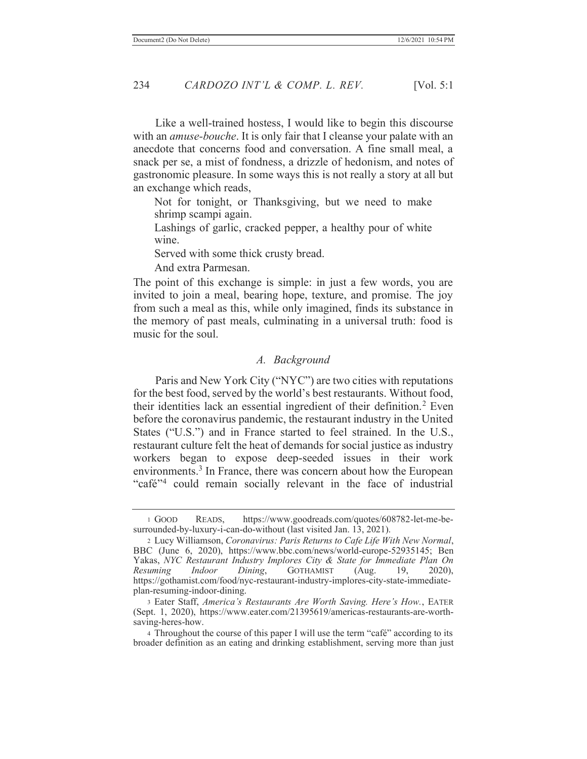Like a well-trained hostess, I would like to begin this discourse with an *amuse-bouche*. It is only fair that I cleanse your palate with an anecdote that concerns food and conversation. A fine small meal, a snack per se, a mist of fondness, a drizzle of hedonism, and notes of gastronomic pleasure. In some ways this is not really a story at all but an exchange which reads,

> Not for tonight, or Thanksgiving, but we need to make shrimp scampi again.
>
> Lashings of garlic, cracked pepper, a healthy pour of white wine.
>
> Served with some thick crusty bread.
>
> And extra Parmesan.

The point of this exchange is simple: in just a few words, you are invited to join a meal, bearing hope, texture, and promise. The joy from such a meal as this, while only imagined, finds its substance in the memory of past meals, culminating in a universal truth: food is music for the soul.

### *A. Background*

Paris and New York City ("NYC") are two cities with reputations for the best food, served by the world's best restaurants. Without food, their identities lack an essential ingredient of their definition.[2] Even before the coronavirus pandemic, the restaurant industry in the United States ("U.S.") and in France started to feel strained. In the U.S., restaurant culture felt the heat of demands for social justice as industry workers began to expose deep-seeded issues in their work environments.[3] In France, there was concern about how the European "café"[4] could remain socially relevant in the face of industrial

---

1 GOOD READS, https://www.goodreads.com/quotes/608782-let-me-be-surrounded-by-luxury-i-can-do-without (last visited Jan. 13, 2021).

2 Lucy Williamson, *Coronavirus: Paris Returns to Cafe Life With New Normal*, BBC (June 6, 2020), https://www.bbc.com/news/world-europe-52935145; Ben Yakas, *NYC Restaurant Industry Implores City & State for Immediate Plan On Resuming Indoor Dining*, GOTHAMIST (Aug. 19, 2020), https://gothamist.com/food/nyc-restaurant-industry-implores-city-state-immediate-plan-resuming-indoor-dining.

3 Eater Staff, *America's Restaurants Are Worth Saving. Here's How.*, EATER (Sept. 1, 2020), https://www.eater.com/21395619/americas-restaurants-are-worth-saving-heres-how.

4 Throughout the course of this paper I will use the term "café" according to its broader definition as an eating and drinking establishment, serving more than just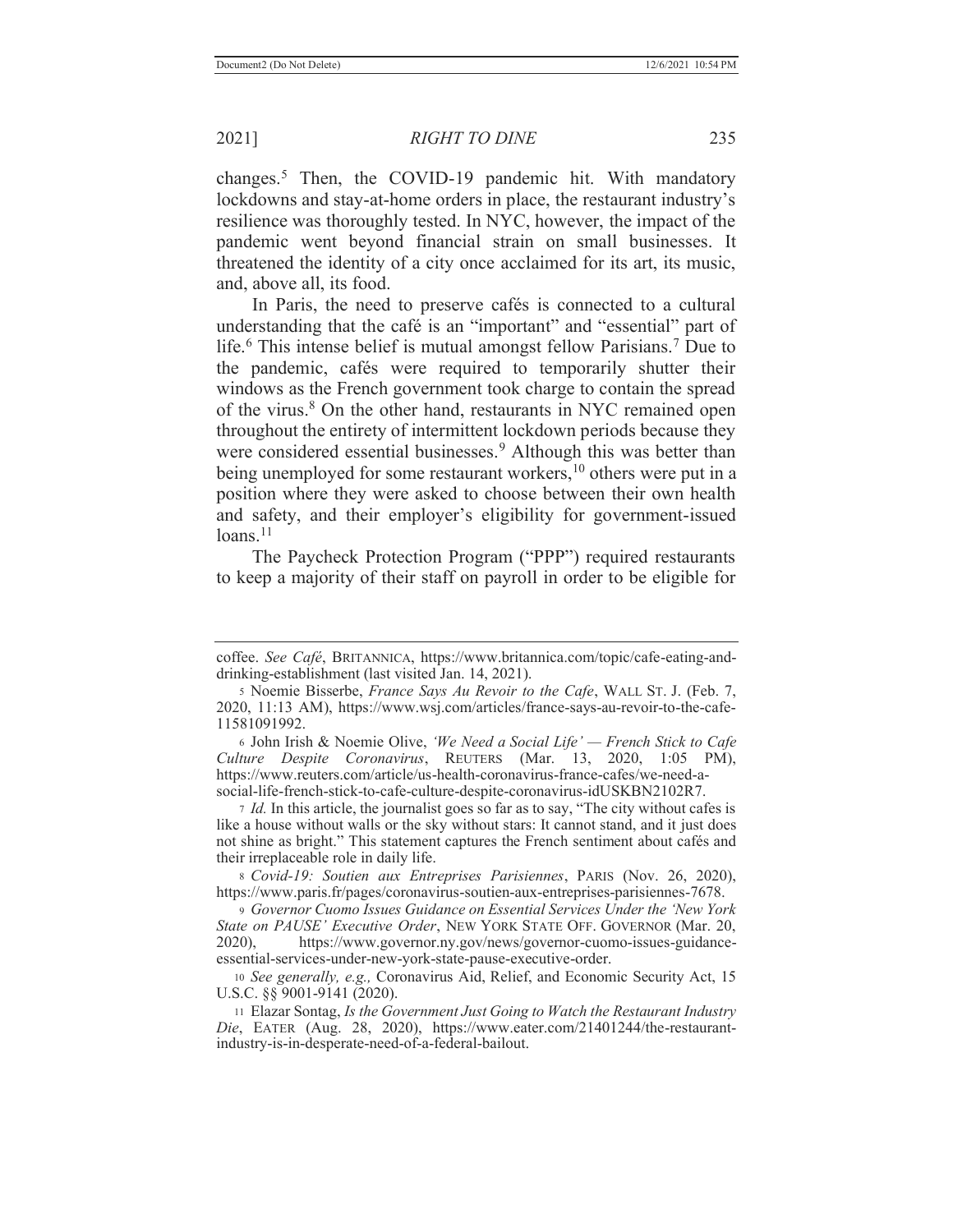changes.[5] Then, the COVID-19 pandemic hit. With mandatory lockdowns and stay-at-home orders in place, the restaurant industry's resilience was thoroughly tested. In NYC, however, the impact of the pandemic went beyond financial strain on small businesses. It threatened the identity of a city once acclaimed for its art, its music, and, above all, its food.

In Paris, the need to preserve cafés is connected to a cultural understanding that the café is an "important" and "essential" part of life.[6] This intense belief is mutual amongst fellow Parisians.[7] Due to the pandemic, cafés were required to temporarily shutter their windows as the French government took charge to contain the spread of the virus.[8] On the other hand, restaurants in NYC remained open throughout the entirety of intermittent lockdown periods because they were considered essential businesses.[9] Although this was better than being unemployed for some restaurant workers,[10] others were put in a position where they were asked to choose between their own health and safety, and their employer's eligibility for government-issued loans.[11]

The Paycheck Protection Program ("PPP") required restaurants to keep a majority of their staff on payroll in order to be eligible for

---

coffee. *See Café*, BRITANNICA, https://www.britannica.com/topic/cafe-eating-and-drinking-establishment (last visited Jan. 14, 2021).

5 Noemie Bisserbe, *France Says Au Revoir to the Cafe*, WALL ST. J. (Feb. 7, 2020, 11:13 AM), https://www.wsj.com/articles/france-says-au-revoir-to-the-cafe-11581091992.

6 John Irish & Noemie Olive, *'We Need a Social Life' — French Stick to Cafe Culture Despite Coronavirus*, REUTERS (Mar. 13, 2020, 1:05 PM), https://www.reuters.com/article/us-health-coronavirus-france-cafes/we-need-a-social-life-french-stick-to-cafe-culture-despite-coronavirus-idUSKBN2102R7.

7 *Id.* In this article, the journalist goes so far as to say, "The city without cafes is like a house without walls or the sky without stars: It cannot stand, and it just does not shine as bright." This statement captures the French sentiment about cafés and their irreplaceable role in daily life.

8 *Covid-19: Soutien aux Entreprises Parisiennes*, PARIS (Nov. 26, 2020), https://www.paris.fr/pages/coronavirus-soutien-aux-entreprises-parisiennes-7678.

9 *Governor Cuomo Issues Guidance on Essential Services Under the 'New York State on PAUSE' Executive Order*, NEW YORK STATE OFF. GOVERNOR (Mar. 20, 2020), https://www.governor.ny.gov/news/governor-cuomo-issues-guidance-essential-services-under-new-york-state-pause-executive-order.

10 *See generally, e.g.,* Coronavirus Aid, Relief, and Economic Security Act, 15 U.S.C. §§ 9001-9141 (2020).

11 Elazar Sontag, *Is the Government Just Going to Watch the Restaurant Industry Die*, EATER (Aug. 28, 2020), https://www.eater.com/21401244/the-restaurant-industry-is-in-desperate-need-of-a-federal-bailout.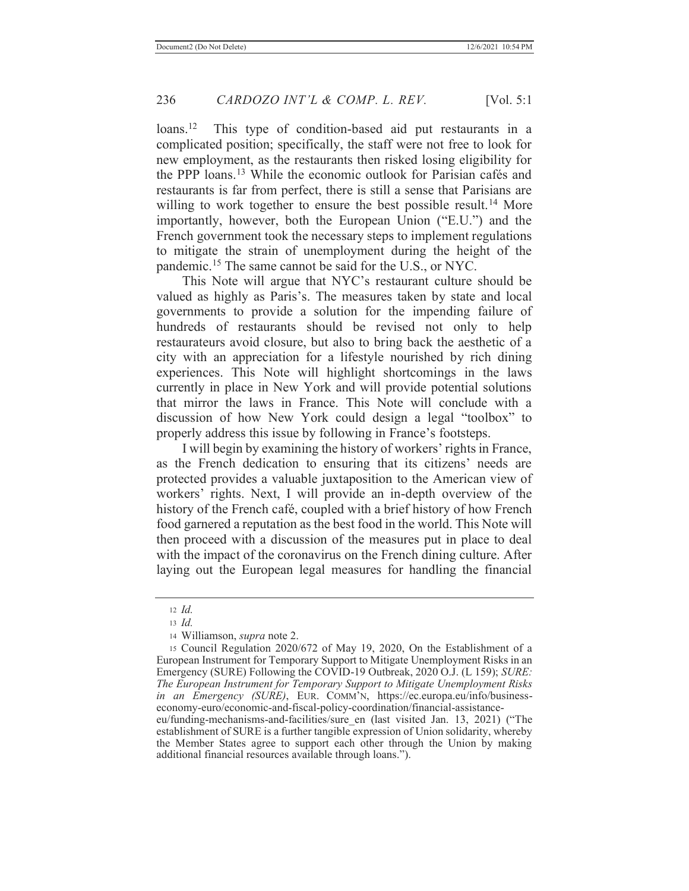loans.[12] This type of condition-based aid put restaurants in a complicated position; specifically, the staff were not free to look for new employment, as the restaurants then risked losing eligibility for the PPP loans.[13] While the economic outlook for Parisian cafés and restaurants is far from perfect, there is still a sense that Parisians are willing to work together to ensure the best possible result.[14] More importantly, however, both the European Union ("E.U.") and the French government took the necessary steps to implement regulations to mitigate the strain of unemployment during the height of the pandemic.[15] The same cannot be said for the U.S., or NYC.

This Note will argue that NYC's restaurant culture should be valued as highly as Paris's. The measures taken by state and local governments to provide a solution for the impending failure of hundreds of restaurants should be revised not only to help restaurateurs avoid closure, but also to bring back the aesthetic of a city with an appreciation for a lifestyle nourished by rich dining experiences. This Note will highlight shortcomings in the laws currently in place in New York and will provide potential solutions that mirror the laws in France. This Note will conclude with a discussion of how New York could design a legal "toolbox" to properly address this issue by following in France's footsteps.

I will begin by examining the history of workers' rights in France, as the French dedication to ensuring that its citizens' needs are protected provides a valuable juxtaposition to the American view of workers' rights. Next, I will provide an in-depth overview of the history of the French café, coupled with a brief history of how French food garnered a reputation as the best food in the world. This Note will then proceed with a discussion of the measures put in place to deal with the impact of the coronavirus on the French dining culture. After laying out the European legal measures for handling the financial

---

12 *Id.*

13 *Id.*

14 Williamson, *supra* note 2.

15 Council Regulation 2020/672 of May 19, 2020, On the Establishment of a European Instrument for Temporary Support to Mitigate Unemployment Risks in an Emergency (SURE) Following the COVID-19 Outbreak, 2020 O.J. (L 159); *SURE: The European Instrument for Temporary Support to Mitigate Unemployment Risks in an Emergency (SURE)*, EUR. COMM'N, https://ec.europa.eu/info/business-economy-euro/economic-and-fiscal-policy-coordination/financial-assistance-eu/funding-mechanisms-and-facilities/sure_en (last visited Jan. 13, 2021) ("The establishment of SURE is a further tangible expression of Union solidarity, whereby the Member States agree to support each other through the Union by making additional financial resources available through loans.").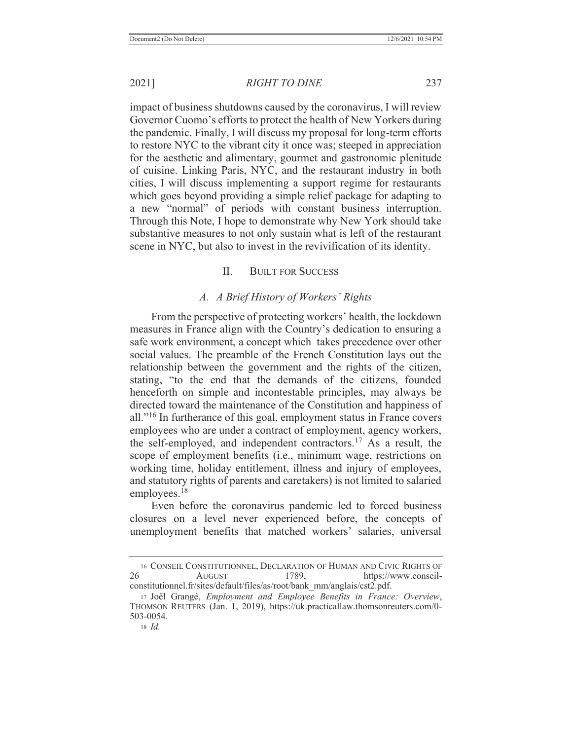impact of business shutdowns caused by the coronavirus, I will review Governor Cuomo's efforts to protect the health of New Yorkers during the pandemic. Finally, I will discuss my proposal for long-term efforts to restore NYC to the vibrant city it once was; steeped in appreciation for the aesthetic and alimentary, gourmet and gastronomic plenitude of cuisine. Linking Paris, NYC, and the restaurant industry in both cities, I will discuss implementing a support regime for restaurants which goes beyond providing a simple relief package for adapting to a new "normal" of periods with constant business interruption. Through this Note, I hope to demonstrate why New York should take substantive measures to not only sustain what is left of the restaurant scene in NYC, but also to invest in the revivification of its identity.

## II. BUILT FOR SUCCESS

### *A. A Brief History of Workers' Rights*

From the perspective of protecting workers' health, the lockdown measures in France align with the Country's dedication to ensuring a safe work environment, a concept which takes precedence over other social values. The preamble of the French Constitution lays out the relationship between the government and the rights of the citizen, stating, "to the end that the demands of the citizens, founded henceforth on simple and incontestable principles, may always be directed toward the maintenance of the Constitution and happiness of all."[16] In furtherance of this goal, employment status in France covers employees who are under a contract of employment, agency workers, the self-employed, and independent contractors.[17] As a result, the scope of employment benefits (i.e., minimum wage, restrictions on working time, holiday entitlement, illness and injury of employees, and statutory rights of parents and caretakers) is not limited to salaried employees.[18]

Even before the coronavirus pandemic led to forced business closures on a level never experienced before, the concepts of unemployment benefits that matched workers' salaries, universal

---

16 CONSEIL CONSTITUTIONNEL, DECLARATION OF HUMAN AND CIVIC RIGHTS OF 26 AUGUST 1789, https://www.conseil-constitutionnel.fr/sites/default/files/as/root/bank_mm/anglais/cst2.pdf.

17 Joël Grangé, *Employment and Employee Benefits in France: Overview*, THOMSON REUTERS (Jan. 1, 2019), https://uk.practicallaw.thomsonreuters.com/0-503-0054.

18 *Id.*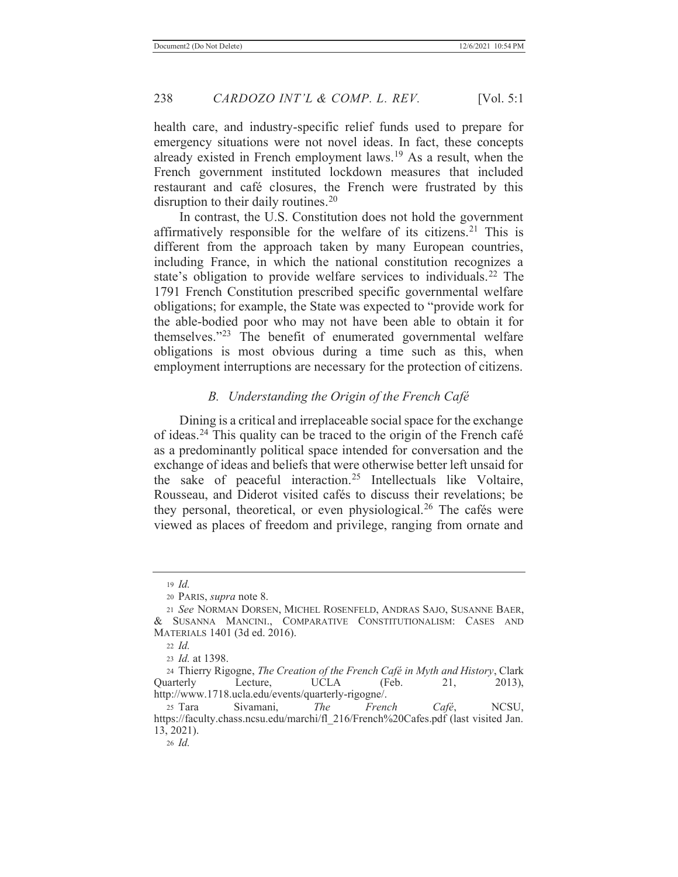health care, and industry-specific relief funds used to prepare for emergency situations were not novel ideas. In fact, these concepts already existed in French employment laws.[19] As a result, when the French government instituted lockdown measures that included restaurant and café closures, the French were frustrated by this disruption to their daily routines.[20]

In contrast, the U.S. Constitution does not hold the government affirmatively responsible for the welfare of its citizens.[21] This is different from the approach taken by many European countries, including France, in which the national constitution recognizes a state's obligation to provide welfare services to individuals.[22] The 1791 French Constitution prescribed specific governmental welfare obligations; for example, the State was expected to "provide work for the able-bodied poor who may not have been able to obtain it for themselves."[23] The benefit of enumerated governmental welfare obligations is most obvious during a time such as this, when employment interruptions are necessary for the protection of citizens.

### *B. Understanding the Origin of the French Café*

Dining is a critical and irreplaceable social space for the exchange of ideas.[24] This quality can be traced to the origin of the French café as a predominantly political space intended for conversation and the exchange of ideas and beliefs that were otherwise better left unsaid for the sake of peaceful interaction.[25] Intellectuals like Voltaire, Rousseau, and Diderot visited cafés to discuss their revelations; be they personal, theoretical, or even physiological.[26] The cafés were viewed as places of freedom and privilege, ranging from ornate and

---

19 *Id.*

20 PARIS, *supra* note 8.

21 *See* NORMAN DORSEN, MICHEL ROSENFELD, ANDRAS SAJO, SUSANNE BAER, & SUSANNA MANCINI., COMPARATIVE CONSTITUTIONALISM: CASES AND MATERIALS 1401 (3d ed. 2016).

22 *Id.*

23 *Id.* at 1398.

24 Thierry Rigogne, *The Creation of the French Café in Myth and History*, Clark Quarterly Lecture, UCLA (Feb. 21, 2013), http://www.1718.ucla.edu/events/quarterly-rigogne/.

25 Tara Sivamani, *The French Café*, NCSU, https://faculty.chass.ncsu.edu/marchi/fl_216/French%20Cafes.pdf (last visited Jan. 13, 2021).

26 *Id.*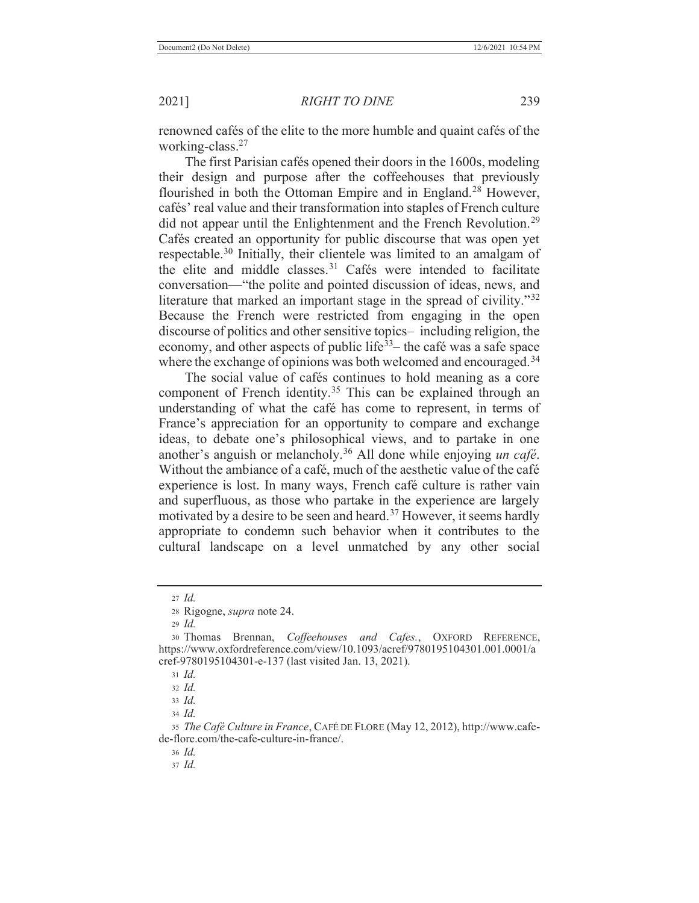renowned cafés of the elite to the more humble and quaint cafés of the working-class.[27]

The first Parisian cafés opened their doors in the 1600s, modeling their design and purpose after the coffeehouses that previously flourished in both the Ottoman Empire and in England.[28] However, cafés' real value and their transformation into staples of French culture did not appear until the Enlightenment and the French Revolution.[29] Cafés created an opportunity for public discourse that was open yet respectable.[30] Initially, their clientele was limited to an amalgam of the elite and middle classes.[31] Cafés were intended to facilitate conversation—"the polite and pointed discussion of ideas, news, and literature that marked an important stage in the spread of civility."[32] Because the French were restricted from engaging in the open discourse of politics and other sensitive topics– including religion, the economy, and other aspects of public life[33]– the café was a safe space where the exchange of opinions was both welcomed and encouraged.[34]

The social value of cafés continues to hold meaning as a core component of French identity.[35] This can be explained through an understanding of what the café has come to represent, in terms of France's appreciation for an opportunity to compare and exchange ideas, to debate one's philosophical views, and to partake in one another's anguish or melancholy.[36] All done while enjoying *un café*. Without the ambiance of a café, much of the aesthetic value of the café experience is lost. In many ways, French café culture is rather vain and superfluous, as those who partake in the experience are largely motivated by a desire to be seen and heard.[37] However, it seems hardly appropriate to condemn such behavior when it contributes to the cultural landscape on a level unmatched by any other social

---

27 *Id.*

28 Rigogne, *supra* note 24.

29 *Id.*

30 Thomas Brennan, *Coffeehouses and Cafes.*, OXFORD REFERENCE, https://www.oxfordreference.com/view/10.1093/acref/9780195104301.001.0001/acref-9780195104301-e-137 (last visited Jan. 13, 2021).

31 *Id.*

32 *Id.*

33 *Id.*

34 *Id.*

35 *The Café Culture in France*, CAFÉ DE FLORE (May 12, 2012), http://www.cafe-de-flore.com/the-cafe-culture-in-france/.

36 *Id.*

37 *Id.*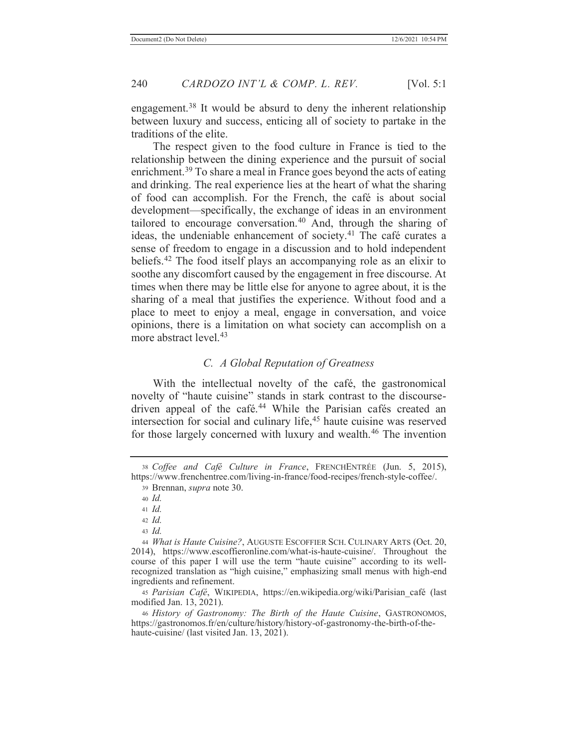engagement.[38] It would be absurd to deny the inherent relationship between luxury and success, enticing all of society to partake in the traditions of the elite.

The respect given to the food culture in France is tied to the relationship between the dining experience and the pursuit of social enrichment.[39] To share a meal in France goes beyond the acts of eating and drinking. The real experience lies at the heart of what the sharing of food can accomplish. For the French, the café is about social development—specifically, the exchange of ideas in an environment tailored to encourage conversation.[40] And, through the sharing of ideas, the undeniable enhancement of society.[41] The café curates a sense of freedom to engage in a discussion and to hold independent beliefs.[42] The food itself plays an accompanying role as an elixir to soothe any discomfort caused by the engagement in free discourse. At times when there may be little else for anyone to agree about, it is the sharing of a meal that justifies the experience. Without food and a place to meet to enjoy a meal, engage in conversation, and voice opinions, there is a limitation on what society can accomplish on a more abstract level.[43]

### *C. A Global Reputation of Greatness*

With the intellectual novelty of the café, the gastronomical novelty of "haute cuisine" stands in stark contrast to the discourse-driven appeal of the café.[44] While the Parisian cafés created an intersection for social and culinary life,[45] haute cuisine was reserved for those largely concerned with luxury and wealth.[46] The invention

---

[38] *Coffee and Café Culture in France*, FRENCHENTRÉE (Jun. 5, 2015), https://www.frenchentree.com/living-in-france/food-recipes/french-style-coffee/.

[39] Brennan, *supra* note 30.

[40] *Id.*

[41] *Id.*

[42] *Id.*

[43] *Id.*

[44] *What is Haute Cuisine?*, AUGUSTE ESCOFFIER SCH. CULINARY ARTS (Oct. 20, 2014), https://www.escoffieronline.com/what-is-haute-cuisine/. Throughout the course of this paper I will use the term "haute cuisine" according to its well-recognized translation as "high cuisine," emphasizing small menus with high-end ingredients and refinement.

[45] *Parisian Café*, WIKIPEDIA, https://en.wikipedia.org/wiki/Parisian_café (last modified Jan. 13, 2021).

[46] *History of Gastronomy: The Birth of the Haute Cuisine*, GASTRONOMOS, https://gastronomos.fr/en/culture/history/history-of-gastronomy-the-birth-of-the-haute-cuisine/ (last visited Jan. 13, 2021).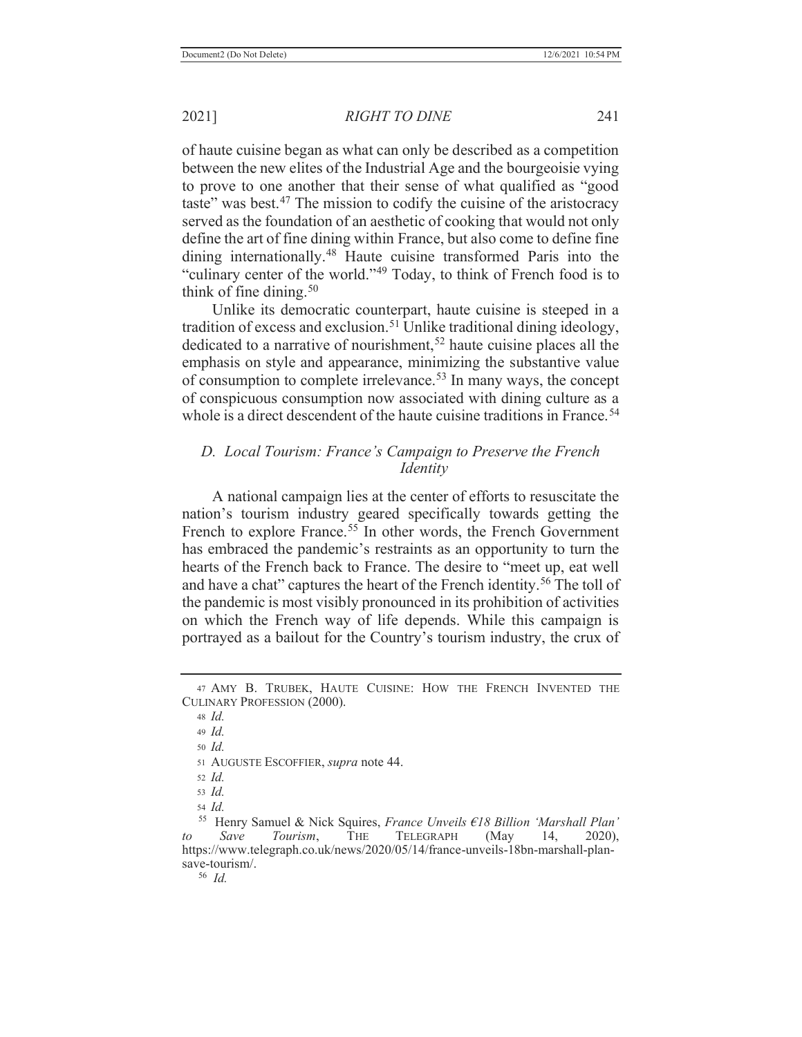of haute cuisine began as what can only be described as a competition between the new elites of the Industrial Age and the bourgeoisie vying to prove to one another that their sense of what qualified as "good taste" was best.[47] The mission to codify the cuisine of the aristocracy served as the foundation of an aesthetic of cooking that would not only define the art of fine dining within France, but also come to define fine dining internationally.[48] Haute cuisine transformed Paris into the "culinary center of the world."[49] Today, to think of French food is to think of fine dining.[50]

Unlike its democratic counterpart, haute cuisine is steeped in a tradition of excess and exclusion.[51] Unlike traditional dining ideology, dedicated to a narrative of nourishment,[52] haute cuisine places all the emphasis on style and appearance, minimizing the substantive value of consumption to complete irrelevance.[53] In many ways, the concept of conspicuous consumption now associated with dining culture as a whole is a direct descendent of the haute cuisine traditions in France.[54]

### *D. Local Tourism: France's Campaign to Preserve the French Identity*

A national campaign lies at the center of efforts to resuscitate the nation's tourism industry geared specifically towards getting the French to explore France.[55] In other words, the French Government has embraced the pandemic's restraints as an opportunity to turn the hearts of the French back to France. The desire to "meet up, eat well and have a chat" captures the heart of the French identity.[56] The toll of the pandemic is most visibly pronounced in its prohibition of activities on which the French way of life depends. While this campaign is portrayed as a bailout for the Country's tourism industry, the crux of

---

47 AMY B. TRUBEK, HAUTE CUISINE: HOW THE FRENCH INVENTED THE CULINARY PROFESSION (2000).

48 *Id.*

49 *Id.*

50 *Id.*

51 AUGUSTE ESCOFFIER, *supra* note 44.

52 *Id.*

53 *Id.*

54 *Id.*

55 Henry Samuel & Nick Squires, *France Unveils €18 Billion 'Marshall Plan' to Save Tourism*, THE TELEGRAPH (May 14, 2020), https://www.telegraph.co.uk/news/2020/05/14/france-unveils-18bn-marshall-plan-save-tourism/.

56 *Id.*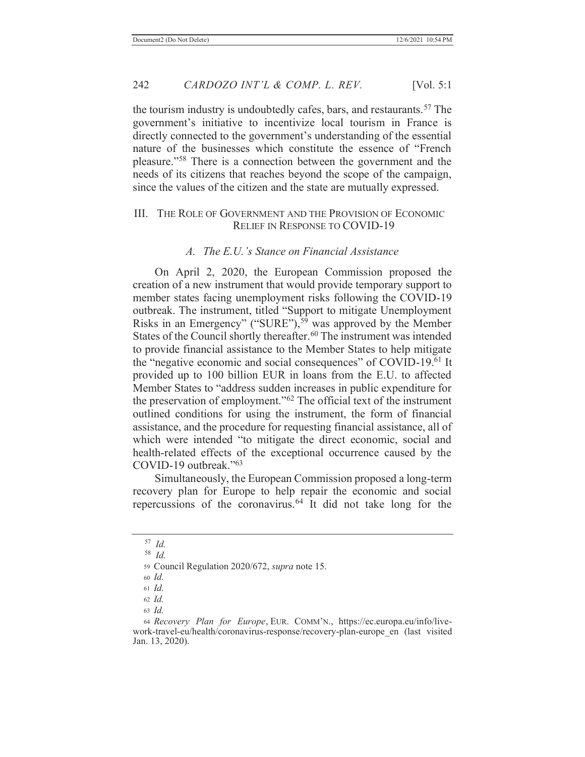the tourism industry is undoubtedly cafes, bars, and restaurants.[57] The government's initiative to incentivize local tourism in France is directly connected to the government's understanding of the essential nature of the businesses which constitute the essence of "French pleasure."[58] There is a connection between the government and the needs of its citizens that reaches beyond the scope of the campaign, since the values of the citizen and the state are mutually expressed.

## III. THE ROLE OF GOVERNMENT AND THE PROVISION OF ECONOMIC RELIEF IN RESPONSE TO COVID-19

### *A. The E.U.'s Stance on Financial Assistance*

On April 2, 2020, the European Commission proposed the creation of a new instrument that would provide temporary support to member states facing unemployment risks following the COVID-19 outbreak. The instrument, titled "Support to mitigate Unemployment Risks in an Emergency" ("SURE"),[59] was approved by the Member States of the Council shortly thereafter.[60] The instrument was intended to provide financial assistance to the Member States to help mitigate the "negative economic and social consequences" of COVID-19.[61] It provided up to 100 billion EUR in loans from the E.U. to affected Member States to "address sudden increases in public expenditure for the preservation of employment."[62] The official text of the instrument outlined conditions for using the instrument, the form of financial assistance, and the procedure for requesting financial assistance, all of which were intended "to mitigate the direct economic, social and health-related effects of the exceptional occurrence caused by the COVID-19 outbreak."[63]

Simultaneously, the European Commission proposed a long-term recovery plan for Europe to help repair the economic and social repercussions of the coronavirus.[64] It did not take long for the

---

[57] *Id.*

[58] *Id.*

[59] Council Regulation 2020/672, *supra* note 15.

[60] *Id.*

[61] *Id.*

[62] *Id.*

[63] *Id.*

[64] *Recovery Plan for Europe*, EUR. COMM'N., https://ec.europa.eu/info/live-work-travel-eu/health/coronavirus-response/recovery-plan-europe_en (last visited Jan. 13, 2020).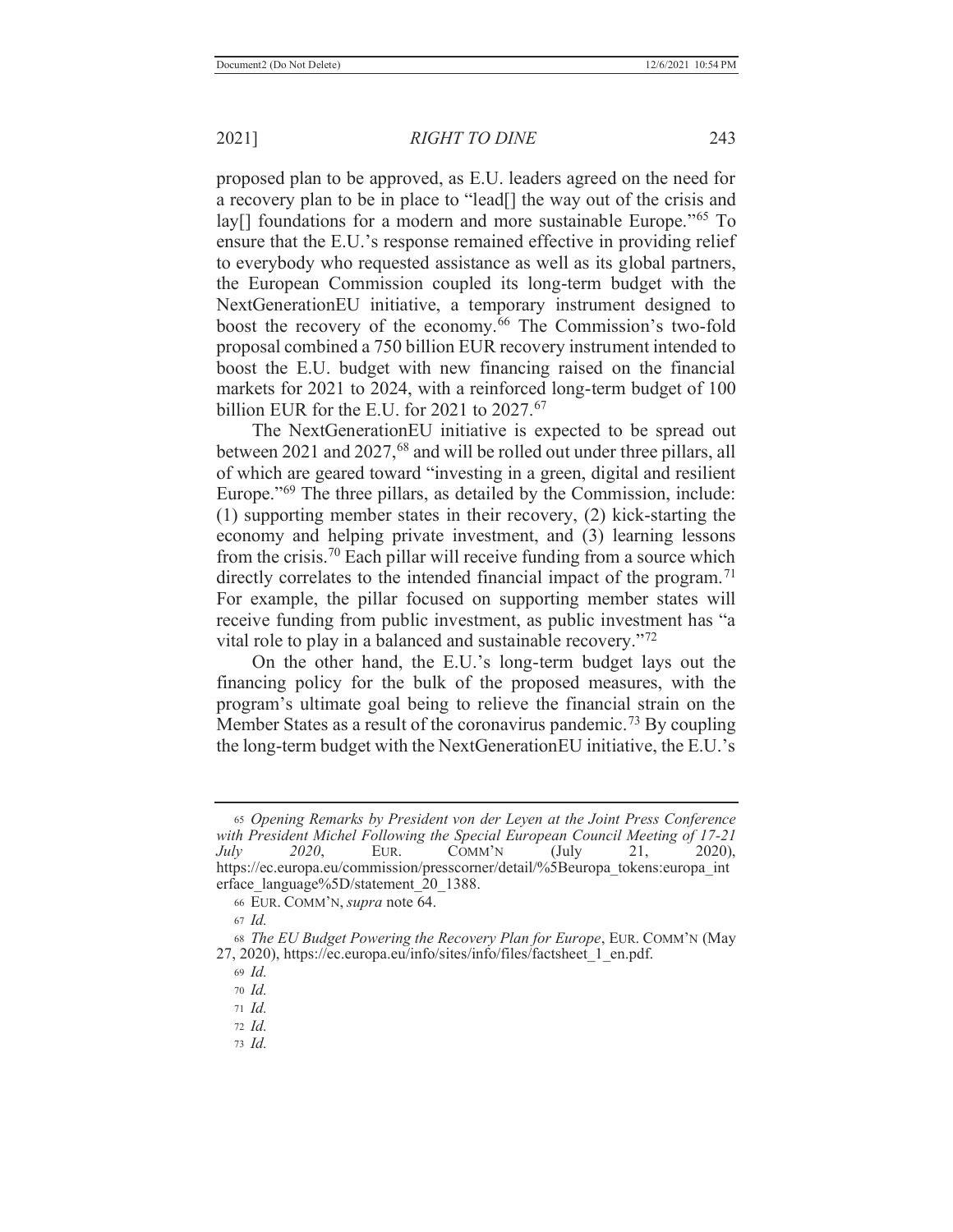proposed plan to be approved, as E.U. leaders agreed on the need for a recovery plan to be in place to "lead[] the way out of the crisis and lay[] foundations for a modern and more sustainable Europe."[65] To ensure that the E.U.'s response remained effective in providing relief to everybody who requested assistance as well as its global partners, the European Commission coupled its long-term budget with the NextGenerationEU initiative, a temporary instrument designed to boost the recovery of the economy.[66] The Commission's two-fold proposal combined a 750 billion EUR recovery instrument intended to boost the E.U. budget with new financing raised on the financial markets for 2021 to 2024, with a reinforced long-term budget of 100 billion EUR for the E.U. for 2021 to 2027.[67]

The NextGenerationEU initiative is expected to be spread out between 2021 and 2027,[68] and will be rolled out under three pillars, all of which are geared toward "investing in a green, digital and resilient Europe."[69] The three pillars, as detailed by the Commission, include: (1) supporting member states in their recovery, (2) kick-starting the economy and helping private investment, and (3) learning lessons from the crisis.[70] Each pillar will receive funding from a source which directly correlates to the intended financial impact of the program.[71] For example, the pillar focused on supporting member states will receive funding from public investment, as public investment has "a vital role to play in a balanced and sustainable recovery."[72]

On the other hand, the E.U.'s long-term budget lays out the financing policy for the bulk of the proposed measures, with the program's ultimate goal being to relieve the financial strain on the Member States as a result of the coronavirus pandemic.[73] By coupling the long-term budget with the NextGenerationEU initiative, the E.U.'s

---

[65] *Opening Remarks by President von der Leyen at the Joint Press Conference with President Michel Following the Special European Council Meeting of 17-21 July 2020*, EUR. COMM'N (July 21, 2020), https://ec.europa.eu/commission/presscorner/detail/%5Beuropa_tokens:europa_interface_language%5D/statement_20_1388.

[66] EUR. COMM'N, *supra* note 64.

[67] *Id.*

[68] *The EU Budget Powering the Recovery Plan for Europe*, EUR. COMM'N (May 27, 2020), https://ec.europa.eu/info/sites/info/files/factsheet_1_en.pdf.

[69] *Id.*

[70] *Id.*

[71] *Id.*

[72] *Id.*

[73] *Id.*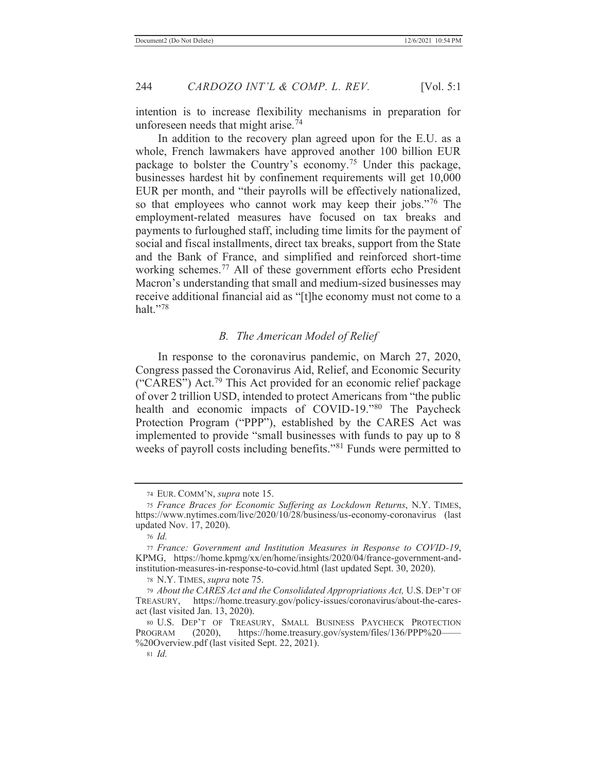intention is to increase flexibility mechanisms in preparation for unforeseen needs that might arise.[74]

In addition to the recovery plan agreed upon for the E.U. as a whole, French lawmakers have approved another 100 billion EUR package to bolster the Country's economy.[75] Under this package, businesses hardest hit by confinement requirements will get 10,000 EUR per month, and "their payrolls will be effectively nationalized, so that employees who cannot work may keep their jobs."[76] The employment-related measures have focused on tax breaks and payments to furloughed staff, including time limits for the payment of social and fiscal installments, direct tax breaks, support from the State and the Bank of France, and simplified and reinforced short-time working schemes.[77] All of these government efforts echo President Macron's understanding that small and medium-sized businesses may receive additional financial aid as "[t]he economy must not come to a halt."[78]

### *B. The American Model of Relief*

In response to the coronavirus pandemic, on March 27, 2020, Congress passed the Coronavirus Aid, Relief, and Economic Security ("CARES") Act.[79] This Act provided for an economic relief package of over 2 trillion USD, intended to protect Americans from "the public health and economic impacts of COVID-19."[80] The Paycheck Protection Program ("PPP"), established by the CARES Act was implemented to provide "small businesses with funds to pay up to 8 weeks of payroll costs including benefits."[81] Funds were permitted to

---

74 EUR. COMM'N, *supra* note 15.

75 *France Braces for Economic Suffering as Lockdown Returns*, N.Y. TIMES, https://www.nytimes.com/live/2020/10/28/business/us-economy-coronavirus (last updated Nov. 17, 2020).

76 *Id.*

77 *France: Government and Institution Measures in Response to COVID-19*, KPMG, https://home.kpmg/xx/en/home/insights/2020/04/france-government-and-institution-measures-in-response-to-covid.html (last updated Sept. 30, 2020).

78 N.Y. TIMES, *supra* note 75.

79 *About the CARES Act and the Consolidated Appropriations Act,* U.S. DEP'T OF TREASURY, https://home.treasury.gov/policy-issues/coronavirus/about-the-cares-act (last visited Jan. 13, 2020).

80 U.S. DEP'T OF TREASURY, SMALL BUSINESS PAYCHECK PROTECTION PROGRAM (2020), https://home.treasury.gov/system/files/136/PPP%20——%20Overview.pdf (last visited Sept. 22, 2021).

81 *Id.*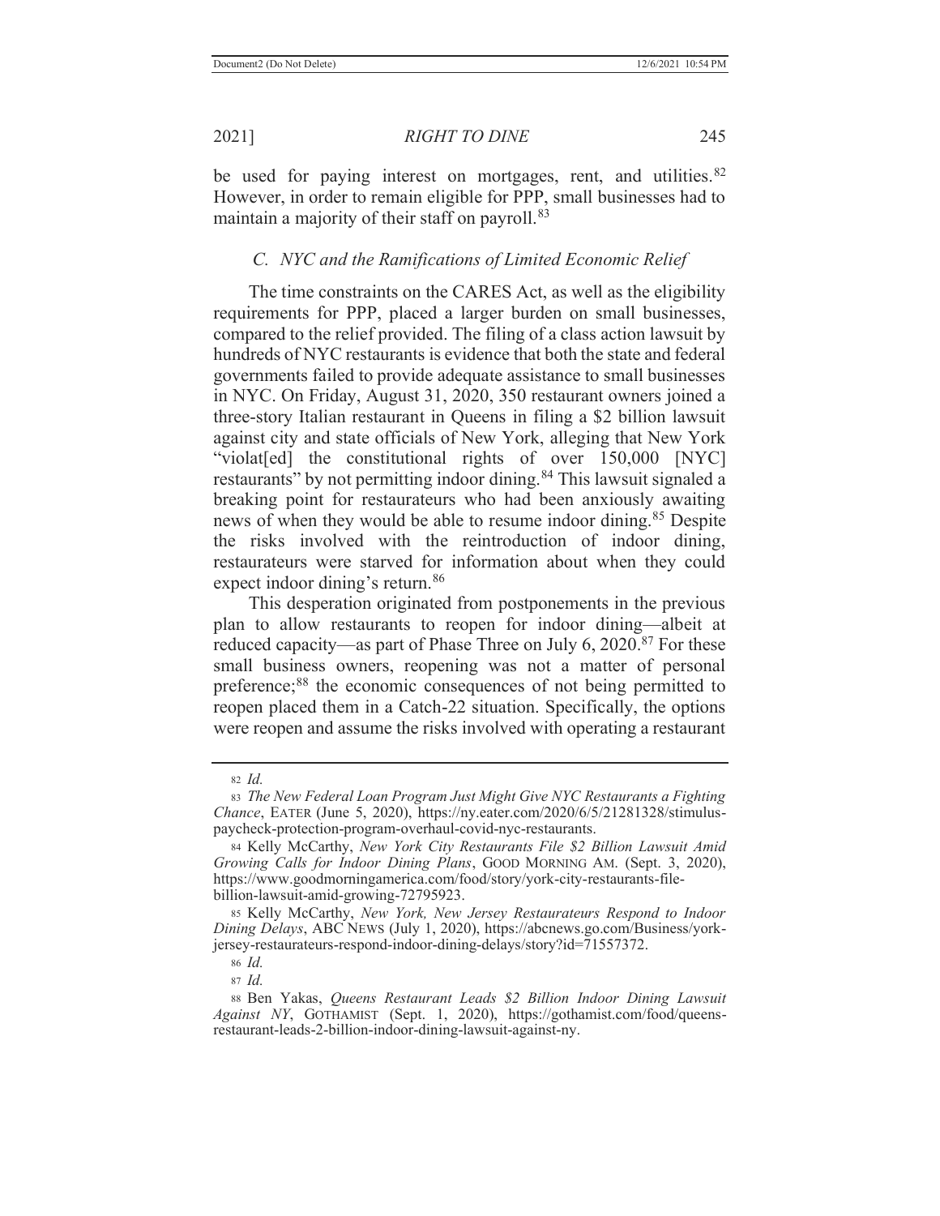be used for paying interest on mortgages, rent, and utilities.[82] However, in order to remain eligible for PPP, small businesses had to maintain a majority of their staff on payroll.[83]

### C. NYC and the Ramifications of Limited Economic Relief

The time constraints on the CARES Act, as well as the eligibility requirements for PPP, placed a larger burden on small businesses, compared to the relief provided. The filing of a class action lawsuit by hundreds of NYC restaurants is evidence that both the state and federal governments failed to provide adequate assistance to small businesses in NYC. On Friday, August 31, 2020, 350 restaurant owners joined a three-story Italian restaurant in Queens in filing a $2 billion lawsuit against city and state officials of New York, alleging that New York "violat[ed] the constitutional rights of over 150,000 [NYC] restaurants" by not permitting indoor dining.[84] This lawsuit signaled a breaking point for restaurateurs who had been anxiously awaiting news of when they would be able to resume indoor dining.[85] Despite the risks involved with the reintroduction of indoor dining, restaurateurs were starved for information about when they could expect indoor dining's return.[86]

This desperation originated from postponements in the previous plan to allow restaurants to reopen for indoor dining—albeit at reduced capacity—as part of Phase Three on July 6, 2020.[87] For these small business owners, reopening was not a matter of personal preference;[88] the economic consequences of not being permitted to reopen placed them in a Catch-22 situation. Specifically, the options were reopen and assume the risks involved with operating a restaurant

---

[82] *Id.*

[83] *The New Federal Loan Program Just Might Give NYC Restaurants a Fighting Chance*, EATER (June 5, 2020), https://ny.eater.com/2020/6/5/21281328/stimulus-paycheck-protection-program-overhaul-covid-nyc-restaurants.

[84] Kelly McCarthy, *New York City Restaurants File $2 Billion Lawsuit Amid Growing Calls for Indoor Dining Plans*, GOOD MORNING AM. (Sept. 3, 2020), https://www.goodmorningamerica.com/food/story/york-city-restaurants-file-billion-lawsuit-amid-growing-72795923.

[85] Kelly McCarthy, *New York, New Jersey Restaurateurs Respond to Indoor Dining Delays*, ABC NEWS (July 1, 2020), https://abcnews.go.com/Business/york-jersey-restaurateurs-respond-indoor-dining-delays/story?id=71557372.

[86] *Id.*

[87] *Id.*

[88] Ben Yakas, *Queens Restaurant Leads $2 Billion Indoor Dining Lawsuit Against NY*, GOTHAMIST (Sept. 1, 2020), https://gothamist.com/food/queens-restaurant-leads-2-billion-indoor-dining-lawsuit-against-ny.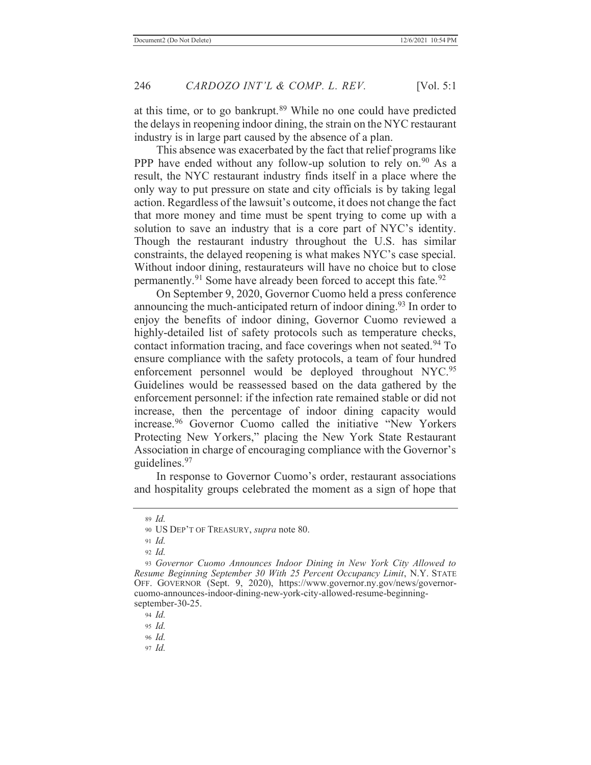at this time, or to go bankrupt.[89] While no one could have predicted the delays in reopening indoor dining, the strain on the NYC restaurant industry is in large part caused by the absence of a plan.

This absence was exacerbated by the fact that relief programs like PPP have ended without any follow-up solution to rely on.[90] As a result, the NYC restaurant industry finds itself in a place where the only way to put pressure on state and city officials is by taking legal action. Regardless of the lawsuit's outcome, it does not change the fact that more money and time must be spent trying to come up with a solution to save an industry that is a core part of NYC's identity. Though the restaurant industry throughout the U.S. has similar constraints, the delayed reopening is what makes NYC's case special. Without indoor dining, restaurateurs will have no choice but to close permanently.[91] Some have already been forced to accept this fate.[92]

On September 9, 2020, Governor Cuomo held a press conference announcing the much-anticipated return of indoor dining.[93] In order to enjoy the benefits of indoor dining, Governor Cuomo reviewed a highly-detailed list of safety protocols such as temperature checks, contact information tracing, and face coverings when not seated.[94] To ensure compliance with the safety protocols, a team of four hundred enforcement personnel would be deployed throughout NYC.[95] Guidelines would be reassessed based on the data gathered by the enforcement personnel: if the infection rate remained stable or did not increase, then the percentage of indoor dining capacity would increase.[96] Governor Cuomo called the initiative "New Yorkers Protecting New Yorkers," placing the New York State Restaurant Association in charge of encouraging compliance with the Governor's guidelines.[97]

In response to Governor Cuomo's order, restaurant associations and hospitality groups celebrated the moment as a sign of hope that

---

89 *Id.*

90 US DEP'T OF TREASURY, *supra* note 80.

91 *Id.*

92 *Id.*

93 *Governor Cuomo Announces Indoor Dining in New York City Allowed to Resume Beginning September 30 With 25 Percent Occupancy Limit*, N.Y. STATE OFF. GOVERNOR (Sept. 9, 2020), https://www.governor.ny.gov/news/governor-cuomo-announces-indoor-dining-new-york-city-allowed-resume-beginning-september-30-25.

94 *Id.*

95 *Id.*

96 *Id.*

97 *Id.*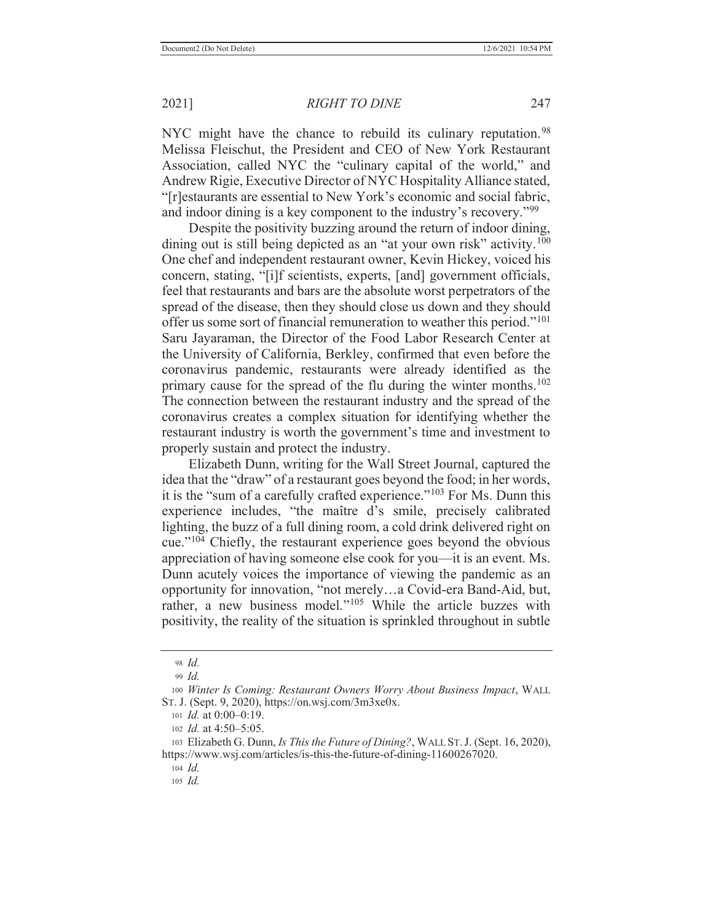NYC might have the chance to rebuild its culinary reputation.[98] Melissa Fleischut, the President and CEO of New York Restaurant Association, called NYC the "culinary capital of the world," and Andrew Rigie, Executive Director of NYC Hospitality Alliance stated, "[r]estaurants are essential to New York's economic and social fabric, and indoor dining is a key component to the industry's recovery."[99]

Despite the positivity buzzing around the return of indoor dining, dining out is still being depicted as an "at your own risk" activity.[100] One chef and independent restaurant owner, Kevin Hickey, voiced his concern, stating, "[i]f scientists, experts, [and] government officials, feel that restaurants and bars are the absolute worst perpetrators of the spread of the disease, then they should close us down and they should offer us some sort of financial remuneration to weather this period."[101] Saru Jayaraman, the Director of the Food Labor Research Center at the University of California, Berkley, confirmed that even before the coronavirus pandemic, restaurants were already identified as the primary cause for the spread of the flu during the winter months.[102] The connection between the restaurant industry and the spread of the coronavirus creates a complex situation for identifying whether the restaurant industry is worth the government's time and investment to properly sustain and protect the industry.

Elizabeth Dunn, writing for the Wall Street Journal, captured the idea that the "draw" of a restaurant goes beyond the food; in her words, it is the "sum of a carefully crafted experience."[103] For Ms. Dunn this experience includes, "the maître d's smile, precisely calibrated lighting, the buzz of a full dining room, a cold drink delivered right on cue."[104] Chiefly, the restaurant experience goes beyond the obvious appreciation of having someone else cook for you—it is an event. Ms. Dunn acutely voices the importance of viewing the pandemic as an opportunity for innovation, "not merely…a Covid-era Band-Aid, but, rather, a new business model."[105] While the article buzzes with positivity, the reality of the situation is sprinkled throughout in subtle

---

98 *Id.*

99 *Id.*

100 *Winter Is Coming: Restaurant Owners Worry About Business Impact*, WALL ST. J. (Sept. 9, 2020), https://on.wsj.com/3m3xe0x.

101 *Id.* at 0:00–0:19.

102 *Id.* at 4:50–5:05.

103 Elizabeth G. Dunn, *Is This the Future of Dining?*, WALL ST. J. (Sept. 16, 2020), https://www.wsj.com/articles/is-this-the-future-of-dining-11600267020.

104 *Id.*

105 *Id.*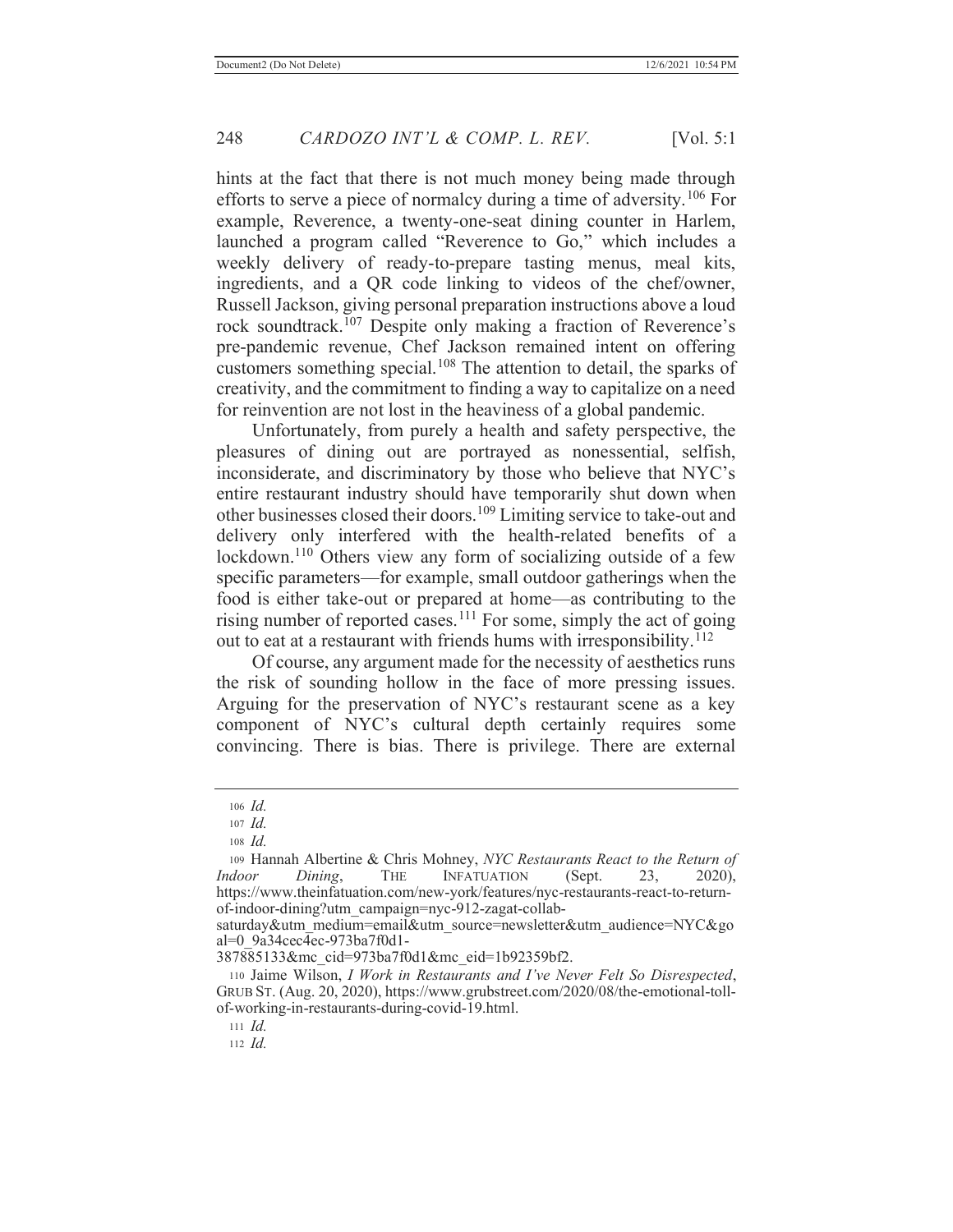hints at the fact that there is not much money being made through efforts to serve a piece of normalcy during a time of adversity.[106] For example, Reverence, a twenty-one-seat dining counter in Harlem, launched a program called "Reverence to Go," which includes a weekly delivery of ready-to-prepare tasting menus, meal kits, ingredients, and a QR code linking to videos of the chef/owner, Russell Jackson, giving personal preparation instructions above a loud rock soundtrack.[107] Despite only making a fraction of Reverence's pre-pandemic revenue, Chef Jackson remained intent on offering customers something special.[108] The attention to detail, the sparks of creativity, and the commitment to finding a way to capitalize on a need for reinvention are not lost in the heaviness of a global pandemic.

Unfortunately, from purely a health and safety perspective, the pleasures of dining out are portrayed as nonessential, selfish, inconsiderate, and discriminatory by those who believe that NYC's entire restaurant industry should have temporarily shut down when other businesses closed their doors.[109] Limiting service to take-out and delivery only interfered with the health-related benefits of a lockdown.[110] Others view any form of socializing outside of a few specific parameters—for example, small outdoor gatherings when the food is either take-out or prepared at home—as contributing to the rising number of reported cases.[111] For some, simply the act of going out to eat at a restaurant with friends hums with irresponsibility.[112]

Of course, any argument made for the necessity of aesthetics runs the risk of sounding hollow in the face of more pressing issues. Arguing for the preservation of NYC's restaurant scene as a key component of NYC's cultural depth certainly requires some convincing. There is bias. There is privilege. There are external

---

106 *Id.*

107 *Id.*

108 *Id.*

109 Hannah Albertine & Chris Mohney, *NYC Restaurants React to the Return of Indoor Dining*, THE INFATUATION (Sept. 23, 2020), https://www.theinfatuation.com/new-york/features/nyc-restaurants-react-to-return-of-indoor-dining?utm_campaign=nyc-912-zagat-collab-saturday&utm_medium=email&utm_source=newsletter&utm_audience=NYC&goal=0_9a34cec4ec-973ba7f0d1-387885133&mc_cid=973ba7f0d1&mc_eid=1b92359bf2.

110 Jaime Wilson, *I Work in Restaurants and I've Never Felt So Disrespected*, GRUB ST. (Aug. 20, 2020), https://www.grubstreet.com/2020/08/the-emotional-toll-of-working-in-restaurants-during-covid-19.html.

111 *Id.*

112 *Id.*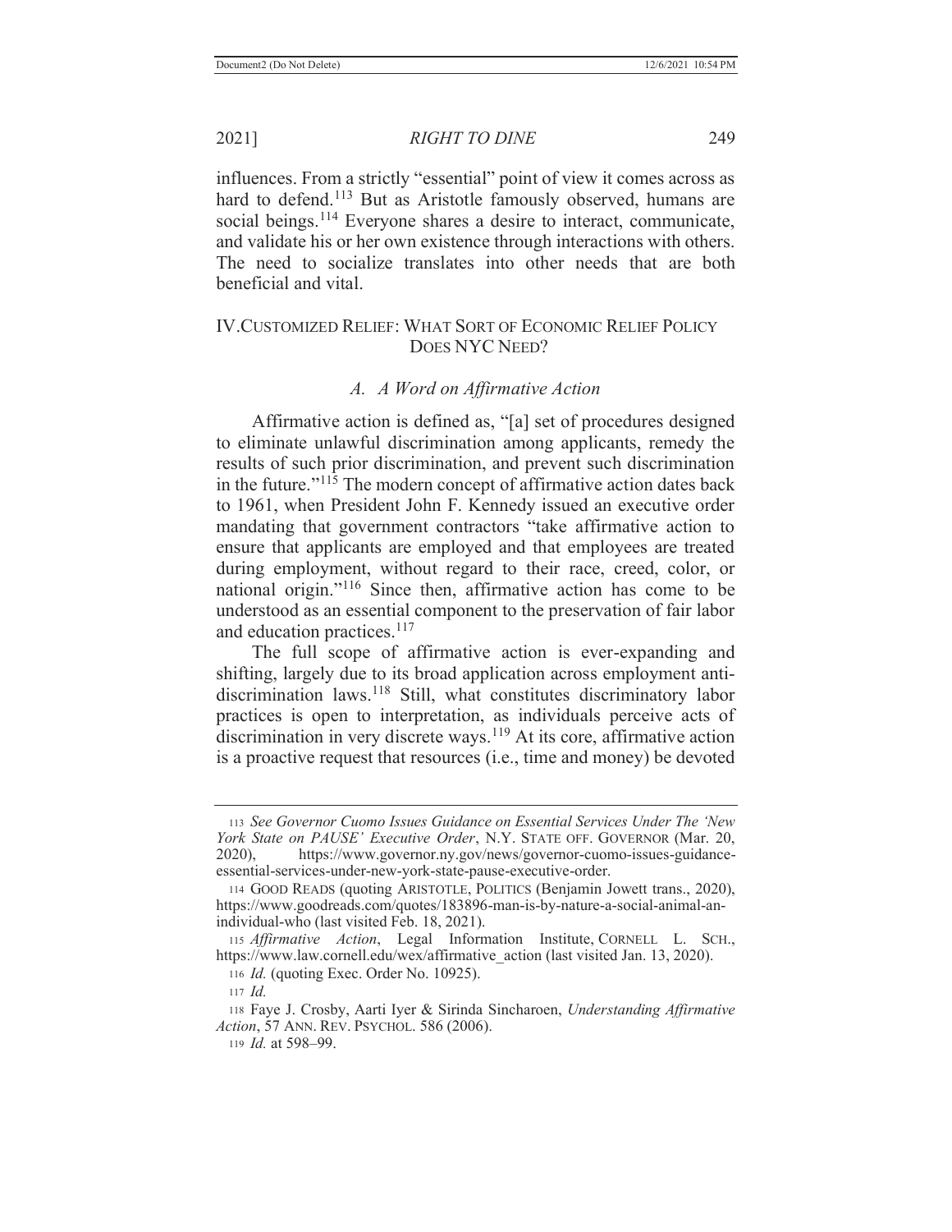influences. From a strictly "essential" point of view it comes across as hard to defend.[113] But as Aristotle famously observed, humans are social beings.[114] Everyone shares a desire to interact, communicate, and validate his or her own existence through interactions with others. The need to socialize translates into other needs that are both beneficial and vital.

## IV. CUSTOMIZED RELIEF: WHAT SORT OF ECONOMIC RELIEF POLICY DOES NYC NEED?

### *A. A Word on Affirmative Action*

Affirmative action is defined as, "[a] set of procedures designed to eliminate unlawful discrimination among applicants, remedy the results of such prior discrimination, and prevent such discrimination in the future."[115] The modern concept of affirmative action dates back to 1961, when President John F. Kennedy issued an executive order mandating that government contractors "take affirmative action to ensure that applicants are employed and that employees are treated during employment, without regard to their race, creed, color, or national origin."[116] Since then, affirmative action has come to be understood as an essential component to the preservation of fair labor and education practices.[117]

The full scope of affirmative action is ever-expanding and shifting, largely due to its broad application across employment anti-discrimination laws.[118] Still, what constitutes discriminatory labor practices is open to interpretation, as individuals perceive acts of discrimination in very discrete ways.[119] At its core, affirmative action is a proactive request that resources (i.e., time and money) be devoted

---

113 *See Governor Cuomo Issues Guidance on Essential Services Under The 'New York State on PAUSE' Executive Order*, N.Y. STATE OFF. GOVERNOR (Mar. 20, 2020), https://www.governor.ny.gov/news/governor-cuomo-issues-guidance-essential-services-under-new-york-state-pause-executive-order.

114 GOOD READS (quoting ARISTOTLE, POLITICS (Benjamin Jowett trans., 2020), https://www.goodreads.com/quotes/183896-man-is-by-nature-a-social-animal-an-individual-who (last visited Feb. 18, 2021).

115 *Affirmative Action*, Legal Information Institute, CORNELL L. SCH., https://www.law.cornell.edu/wex/affirmative_action (last visited Jan. 13, 2020).

116 *Id.* (quoting Exec. Order No. 10925).

117 *Id.*

118 Faye J. Crosby, Aarti Iyer & Sirinda Sincharoen, *Understanding Affirmative Action*, 57 ANN. REV. PSYCHOL. 586 (2006).

119 *Id.* at 598–99.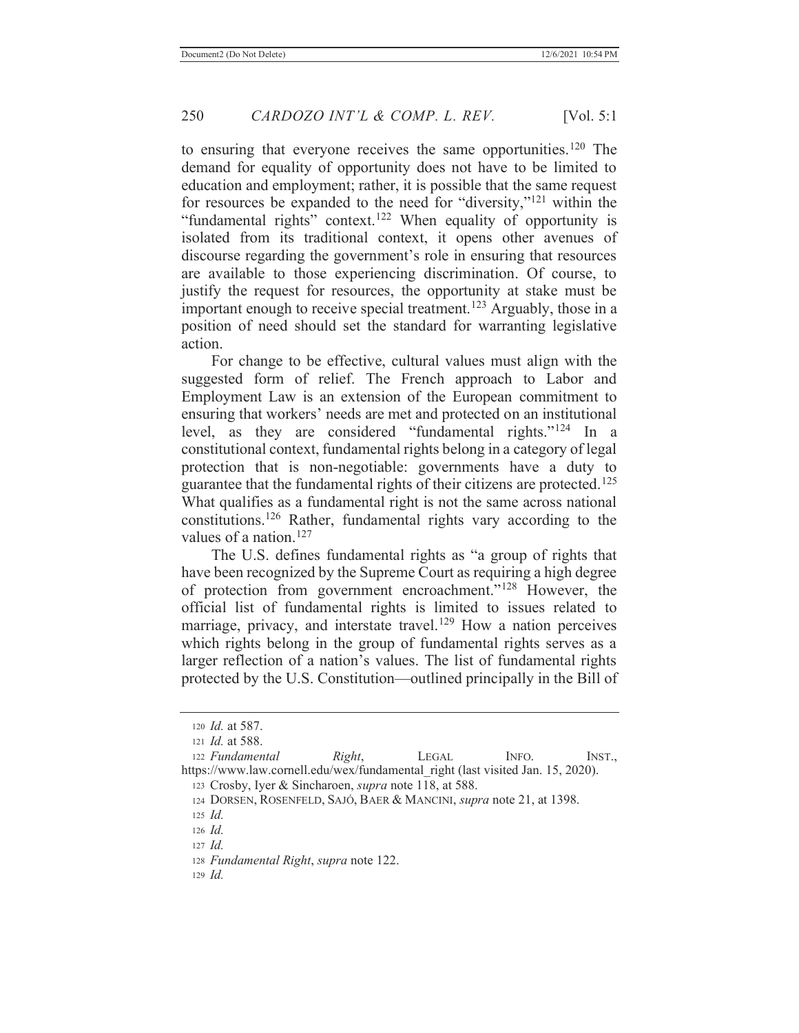to ensuring that everyone receives the same opportunities.[120] The demand for equality of opportunity does not have to be limited to education and employment; rather, it is possible that the same request for resources be expanded to the need for "diversity,"[121] within the "fundamental rights" context.[122] When equality of opportunity is isolated from its traditional context, it opens other avenues of discourse regarding the government's role in ensuring that resources are available to those experiencing discrimination. Of course, to justify the request for resources, the opportunity at stake must be important enough to receive special treatment.[123] Arguably, those in a position of need should set the standard for warranting legislative action.

For change to be effective, cultural values must align with the suggested form of relief. The French approach to Labor and Employment Law is an extension of the European commitment to ensuring that workers' needs are met and protected on an institutional level, as they are considered "fundamental rights."[124] In a constitutional context, fundamental rights belong in a category of legal protection that is non-negotiable: governments have a duty to guarantee that the fundamental rights of their citizens are protected.[125] What qualifies as a fundamental right is not the same across national constitutions.[126] Rather, fundamental rights vary according to the values of a nation.[127]

The U.S. defines fundamental rights as "a group of rights that have been recognized by the Supreme Court as requiring a high degree of protection from government encroachment."[128] However, the official list of fundamental rights is limited to issues related to marriage, privacy, and interstate travel.[129] How a nation perceives which rights belong in the group of fundamental rights serves as a larger reflection of a nation's values. The list of fundamental rights protected by the U.S. Constitution—outlined principally in the Bill of

---

[120] *Id.* at 587.

[121] *Id.* at 588.

[122] *Fundamental Right*, LEGAL INFO. INST., https://www.law.cornell.edu/wex/fundamental_right (last visited Jan. 15, 2020).

[123] Crosby, Iyer & Sincharoen, *supra* note 118, at 588.

[124] DORSEN, ROSENFELD, SAJÓ, BAER & MANCINI, *supra* note 21, at 1398.

[125] *Id.*

[126] *Id.*

[127] *Id.*

[128] *Fundamental Right*, *supra* note 122.

[129] *Id.*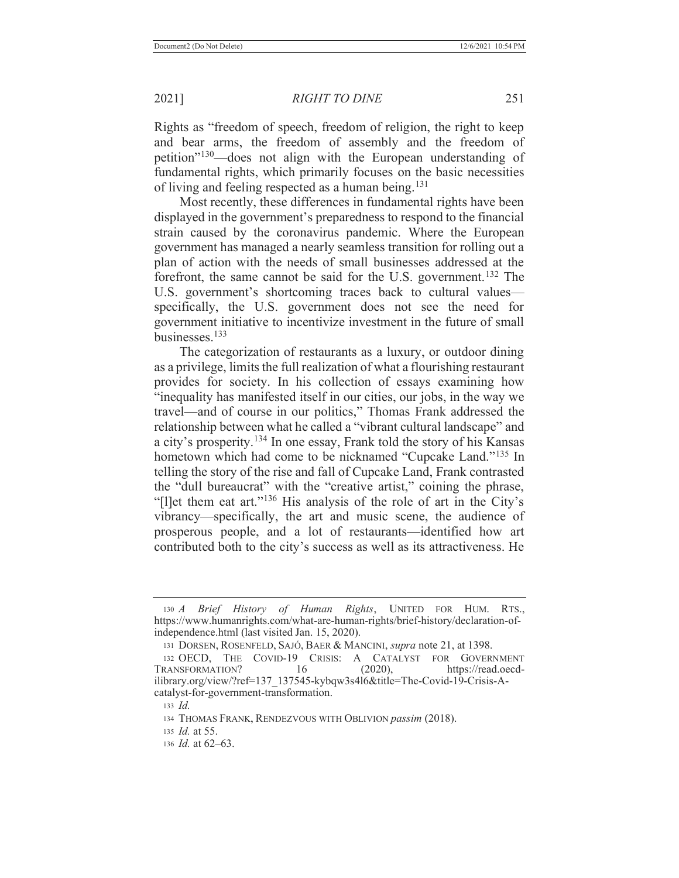Rights as "freedom of speech, freedom of religion, the right to keep and bear arms, the freedom of assembly and the freedom of petition"[130]—does not align with the European understanding of fundamental rights, which primarily focuses on the basic necessities of living and feeling respected as a human being.[131]

Most recently, these differences in fundamental rights have been displayed in the government's preparedness to respond to the financial strain caused by the coronavirus pandemic. Where the European government has managed a nearly seamless transition for rolling out a plan of action with the needs of small businesses addressed at the forefront, the same cannot be said for the U.S. government.[132] The U.S. government's shortcoming traces back to cultural values—specifically, the U.S. government does not see the need for government initiative to incentivize investment in the future of small businesses.[133]

The categorization of restaurants as a luxury, or outdoor dining as a privilege, limits the full realization of what a flourishing restaurant provides for society. In his collection of essays examining how "inequality has manifested itself in our cities, our jobs, in the way we travel—and of course in our politics," Thomas Frank addressed the relationship between what he called a "vibrant cultural landscape" and a city's prosperity.[134] In one essay, Frank told the story of his Kansas hometown which had come to be nicknamed "Cupcake Land."[135] In telling the story of the rise and fall of Cupcake Land, Frank contrasted the "dull bureaucrat" with the "creative artist," coining the phrase, "[l]et them eat art."[136] His analysis of the role of art in the City's vibrancy—specifically, the art and music scene, the audience of prosperous people, and a lot of restaurants—identified how art contributed both to the city's success as well as its attractiveness. He

---

[130] *A Brief History of Human Rights*, UNITED FOR HUM. RTS., https://www.humanrights.com/what-are-human-rights/brief-history/declaration-of-independence.html (last visited Jan. 15, 2020).

[131] DORSEN, ROSENFELD, SAJÓ, BAER & MANCINI, *supra* note 21, at 1398.

[132] OECD, THE COVID-19 CRISIS: A CATALYST FOR GOVERNMENT TRANSFORMATION? 16 (2020), https://read.oecd-ilibrary.org/view/?ref=137_137545-kybqw3s4l6&title=The-Covid-19-Crisis-A-catalyst-for-government-transformation.

[133] *Id.*

[134] THOMAS FRANK, RENDEZVOUS WITH OBLIVION *passim* (2018).

[135] *Id.* at 55.

[136] *Id.* at 62–63.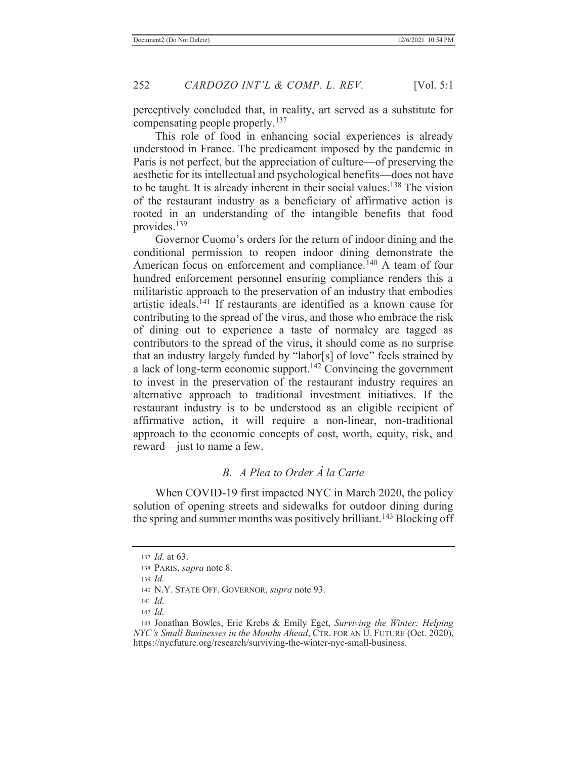perceptively concluded that, in reality, art served as a substitute for compensating people properly.[137]

This role of food in enhancing social experiences is already understood in France. The predicament imposed by the pandemic in Paris is not perfect, but the appreciation of culture—of preserving the aesthetic for its intellectual and psychological benefits—does not have to be taught. It is already inherent in their social values.[138] The vision of the restaurant industry as a beneficiary of affirmative action is rooted in an understanding of the intangible benefits that food provides.[139]

Governor Cuomo's orders for the return of indoor dining and the conditional permission to reopen indoor dining demonstrate the American focus on enforcement and compliance.[140] A team of four hundred enforcement personnel ensuring compliance renders this a militaristic approach to the preservation of an industry that embodies artistic ideals.[141] If restaurants are identified as a known cause for contributing to the spread of the virus, and those who embrace the risk of dining out to experience a taste of normalcy are tagged as contributors to the spread of the virus, it should come as no surprise that an industry largely funded by "labor[s] of love" feels strained by a lack of long-term economic support.[142] Convincing the government to invest in the preservation of the restaurant industry requires an alternative approach to traditional investment initiatives. If the restaurant industry is to be understood as an eligible recipient of affirmative action, it will require a non-linear, non-traditional approach to the economic concepts of cost, worth, equity, risk, and reward—just to name a few.

### *B. A Plea to Order À la Carte*

When COVID-19 first impacted NYC in March 2020, the policy solution of opening streets and sidewalks for outdoor dining during the spring and summer months was positively brilliant.[143] Blocking off

---

137 *Id.* at 63.

138 PARIS, *supra* note 8.

139 *Id.*

140 N.Y. STATE OFF. GOVERNOR, *supra* note 93.

141 *Id.*

142 *Id.*

143 Jonathan Bowles, Eric Krebs & Emily Eget, *Surviving the Winter: Helping NYC's Small Businesses in the Months Ahead*, CTR. FOR AN U. FUTURE (Oct. 2020), https://nycfuture.org/research/surviving-the-winter-nyc-small-business.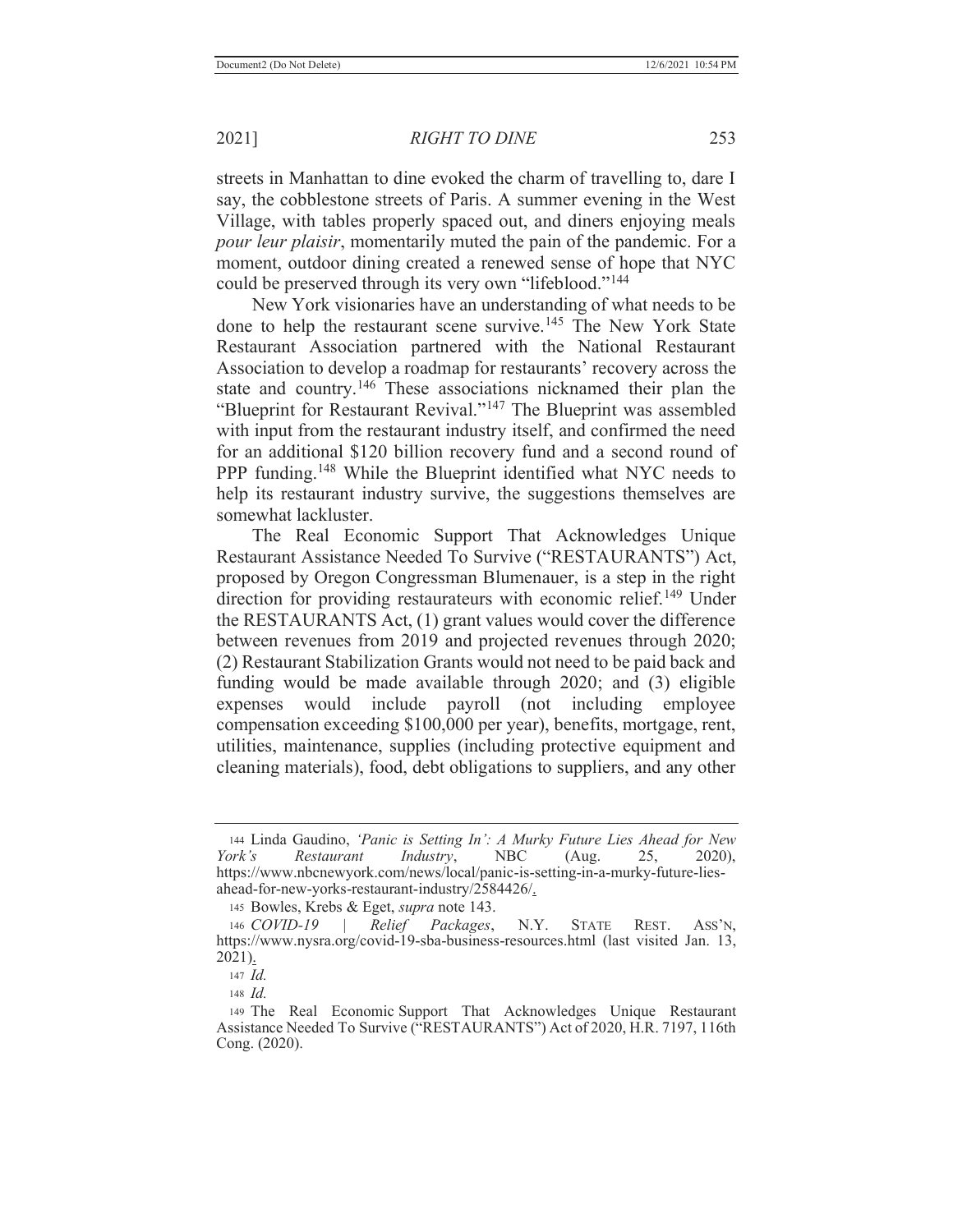streets in Manhattan to dine evoked the charm of travelling to, dare I say, the cobblestone streets of Paris. A summer evening in the West Village, with tables properly spaced out, and diners enjoying meals *pour leur plaisir*, momentarily muted the pain of the pandemic. For a moment, outdoor dining created a renewed sense of hope that NYC could be preserved through its very own "lifeblood."[144]

New York visionaries have an understanding of what needs to be done to help the restaurant scene survive.[145] The New York State Restaurant Association partnered with the National Restaurant Association to develop a roadmap for restaurants' recovery across the state and country.[146] These associations nicknamed their plan the "Blueprint for Restaurant Revival."[147] The Blueprint was assembled with input from the restaurant industry itself, and confirmed the need for an additional $120 billion recovery fund and a second round of PPP funding.[148] While the Blueprint identified what NYC needs to help its restaurant industry survive, the suggestions themselves are somewhat lackluster.

The Real Economic Support That Acknowledges Unique Restaurant Assistance Needed To Survive ("RESTAURANTS") Act, proposed by Oregon Congressman Blumenauer, is a step in the right direction for providing restaurateurs with economic relief.[149] Under the RESTAURANTS Act, (1) grant values would cover the difference between revenues from 2019 and projected revenues through 2020; (2) Restaurant Stabilization Grants would not need to be paid back and funding would be made available through 2020; and (3) eligible expenses would include payroll (not including employee compensation exceeding $100,000 per year), benefits, mortgage, rent, utilities, maintenance, supplies (including protective equipment and cleaning materials), food, debt obligations to suppliers, and any other

---

144 Linda Gaudino, *'Panic is Setting In': A Murky Future Lies Ahead for New York's Restaurant Industry*, NBC (Aug. 25, 2020), https://www.nbcnewyork.com/news/local/panic-is-setting-in-a-murky-future-lies-ahead-for-new-yorks-restaurant-industry/2584426/.

145 Bowles, Krebs & Eget, *supra* note 143.

146 *COVID-19 | Relief Packages*, N.Y. STATE REST. ASS'N, https://www.nysra.org/covid-19-sba-business-resources.html (last visited Jan. 13, 2021).

147 *Id.*

148 *Id.*

149 The Real Economic Support That Acknowledges Unique Restaurant Assistance Needed To Survive ("RESTAURANTS") Act of 2020, H.R. 7197, 116th Cong. (2020).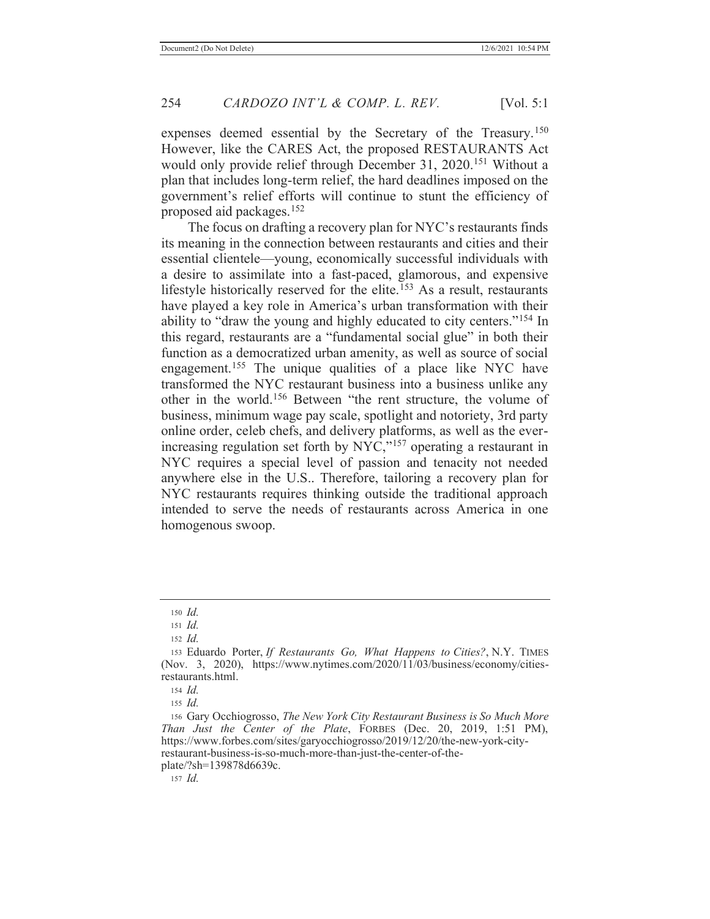expenses deemed essential by the Secretary of the Treasury.[150] However, like the CARES Act, the proposed RESTAURANTS Act would only provide relief through December 31, 2020.[151] Without a plan that includes long-term relief, the hard deadlines imposed on the government's relief efforts will continue to stunt the efficiency of proposed aid packages.[152]

The focus on drafting a recovery plan for NYC's restaurants finds its meaning in the connection between restaurants and cities and their essential clientele—young, economically successful individuals with a desire to assimilate into a fast-paced, glamorous, and expensive lifestyle historically reserved for the elite.[153] As a result, restaurants have played a key role in America's urban transformation with their ability to "draw the young and highly educated to city centers."[154] In this regard, restaurants are a "fundamental social glue" in both their function as a democratized urban amenity, as well as source of social engagement.[155] The unique qualities of a place like NYC have transformed the NYC restaurant business into a business unlike any other in the world.[156] Between "the rent structure, the volume of business, minimum wage pay scale, spotlight and notoriety, 3rd party online order, celeb chefs, and delivery platforms, as well as the ever-increasing regulation set forth by NYC,"[157] operating a restaurant in NYC requires a special level of passion and tenacity not needed anywhere else in the U.S.. Therefore, tailoring a recovery plan for NYC restaurants requires thinking outside the traditional approach intended to serve the needs of restaurants across America in one homogenous swoop.

---

[150] *Id.*

[151] *Id.*

[152] *Id.*

[153] Eduardo Porter, *If Restaurants Go, What Happens to Cities?*, N.Y. TIMES (Nov. 3, 2020), https://www.nytimes.com/2020/11/03/business/economy/cities-restaurants.html.

[154] *Id.*

[155] *Id.*

[156] Gary Occhiogrosso, *The New York City Restaurant Business is So Much More Than Just the Center of the Plate*, FORBES (Dec. 20, 2019, 1:51 PM), https://www.forbes.com/sites/garyocchiogrosso/2019/12/20/the-new-york-city-restaurant-business-is-so-much-more-than-just-the-center-of-the-plate/?sh=139878d6639c.

[157] *Id.*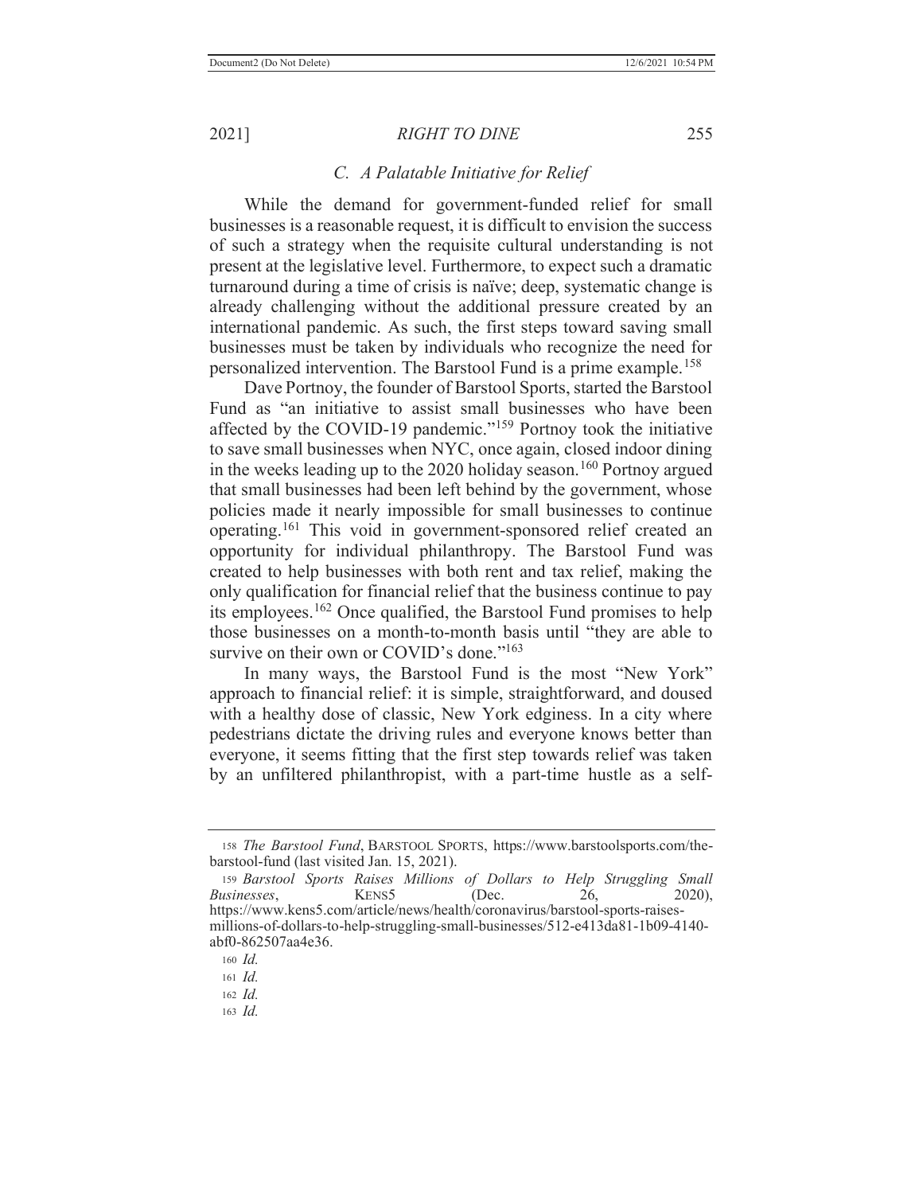### C. A Palatable Initiative for Relief

While the demand for government-funded relief for small businesses is a reasonable request, it is difficult to envision the success of such a strategy when the requisite cultural understanding is not present at the legislative level. Furthermore, to expect such a dramatic turnaround during a time of crisis is naïve; deep, systematic change is already challenging without the additional pressure created by an international pandemic. As such, the first steps toward saving small businesses must be taken by individuals who recognize the need for personalized intervention. The Barstool Fund is a prime example.[158]

Dave Portnoy, the founder of Barstool Sports, started the Barstool Fund as "an initiative to assist small businesses who have been affected by the COVID-19 pandemic."[159] Portnoy took the initiative to save small businesses when NYC, once again, closed indoor dining in the weeks leading up to the 2020 holiday season.[160] Portnoy argued that small businesses had been left behind by the government, whose policies made it nearly impossible for small businesses to continue operating.[161] This void in government-sponsored relief created an opportunity for individual philanthropy. The Barstool Fund was created to help businesses with both rent and tax relief, making the only qualification for financial relief that the business continue to pay its employees.[162] Once qualified, the Barstool Fund promises to help those businesses on a month-to-month basis until "they are able to survive on their own or COVID's done."[163]

In many ways, the Barstool Fund is the most "New York" approach to financial relief: it is simple, straightforward, and doused with a healthy dose of classic, New York edginess. In a city where pedestrians dictate the driving rules and everyone knows better than everyone, it seems fitting that the first step towards relief was taken by an unfiltered philanthropist, with a part-time hustle as a self-

---

158 *The Barstool Fund*, BARSTOOL SPORTS, https://www.barstoolsports.com/the-barstool-fund (last visited Jan. 15, 2021).

159 *Barstool Sports Raises Millions of Dollars to Help Struggling Small Businesses*, KENS5 (Dec. 26, 2020), https://www.kens5.com/article/news/health/coronavirus/barstool-sports-raises-millions-of-dollars-to-help-struggling-small-businesses/512-e413da81-1b09-4140-abf0-862507aa4e36.

160 *Id.*

161 *Id.*

162 *Id.*

163 *Id.*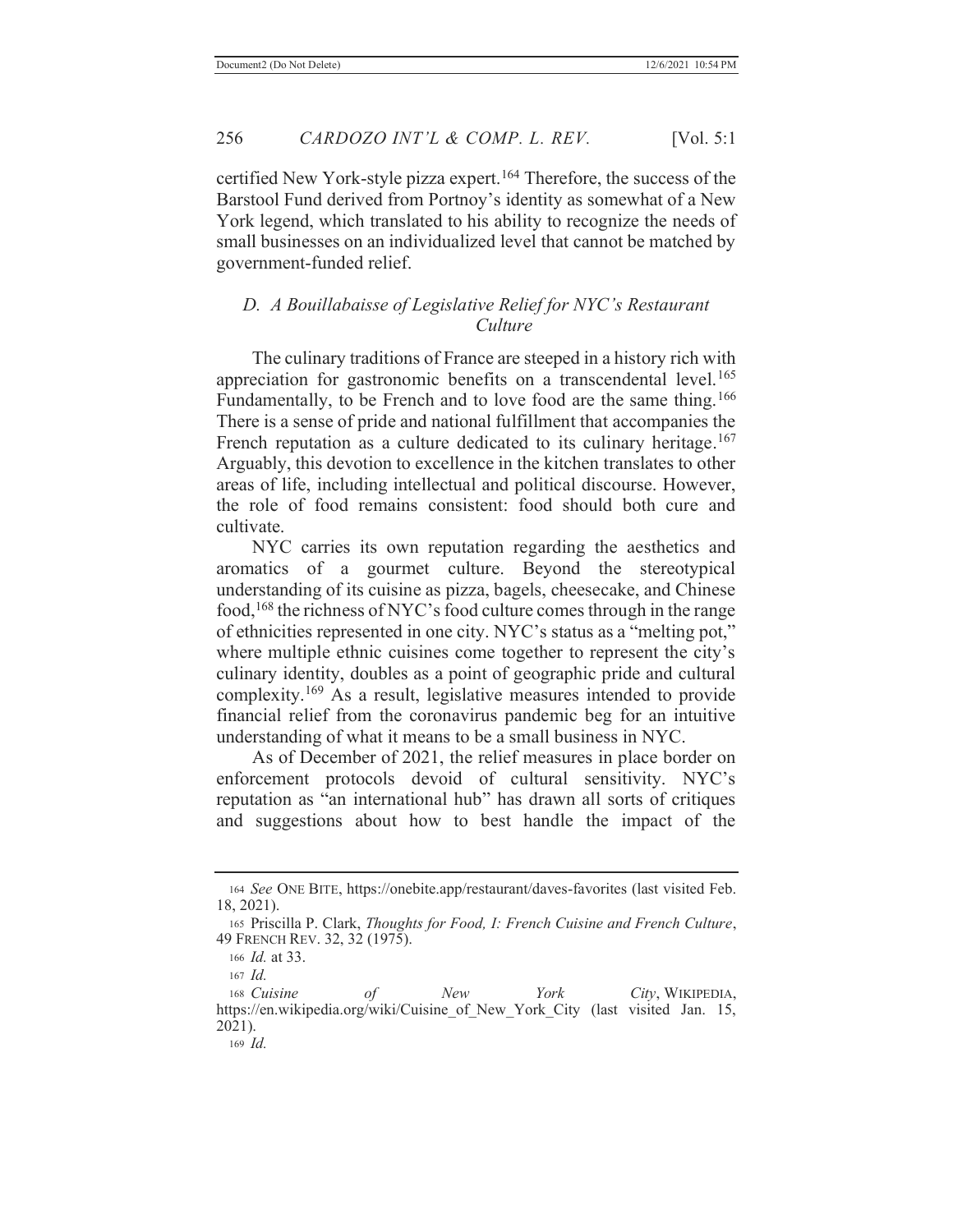certified New York-style pizza expert.[164] Therefore, the success of the Barstool Fund derived from Portnoy's identity as somewhat of a New York legend, which translated to his ability to recognize the needs of small businesses on an individualized level that cannot be matched by government-funded relief.

### *D. A Bouillabaisse of Legislative Relief for NYC's Restaurant Culture*

The culinary traditions of France are steeped in a history rich with appreciation for gastronomic benefits on a transcendental level.[165] Fundamentally, to be French and to love food are the same thing.[166] There is a sense of pride and national fulfillment that accompanies the French reputation as a culture dedicated to its culinary heritage.[167] Arguably, this devotion to excellence in the kitchen translates to other areas of life, including intellectual and political discourse. However, the role of food remains consistent: food should both cure and cultivate.

NYC carries its own reputation regarding the aesthetics and aromatics of a gourmet culture. Beyond the stereotypical understanding of its cuisine as pizza, bagels, cheesecake, and Chinese food,[168] the richness of NYC's food culture comes through in the range of ethnicities represented in one city. NYC's status as a "melting pot," where multiple ethnic cuisines come together to represent the city's culinary identity, doubles as a point of geographic pride and cultural complexity.[169] As a result, legislative measures intended to provide financial relief from the coronavirus pandemic beg for an intuitive understanding of what it means to be a small business in NYC.

As of December of 2021, the relief measures in place border on enforcement protocols devoid of cultural sensitivity. NYC's reputation as "an international hub" has drawn all sorts of critiques and suggestions about how to best handle the impact of the

---

164 *See* ONE BITE, https://onebite.app/restaurant/daves-favorites (last visited Feb. 18, 2021).

165 Priscilla P. Clark, *Thoughts for Food, I: French Cuisine and French Culture*, 49 FRENCH REV. 32, 32 (1975).

166 *Id.* at 33.

167 *Id.*

168 *Cuisine of New York City*, WIKIPEDIA, https://en.wikipedia.org/wiki/Cuisine_of_New_York_City (last visited Jan. 15, 2021).

169 *Id.*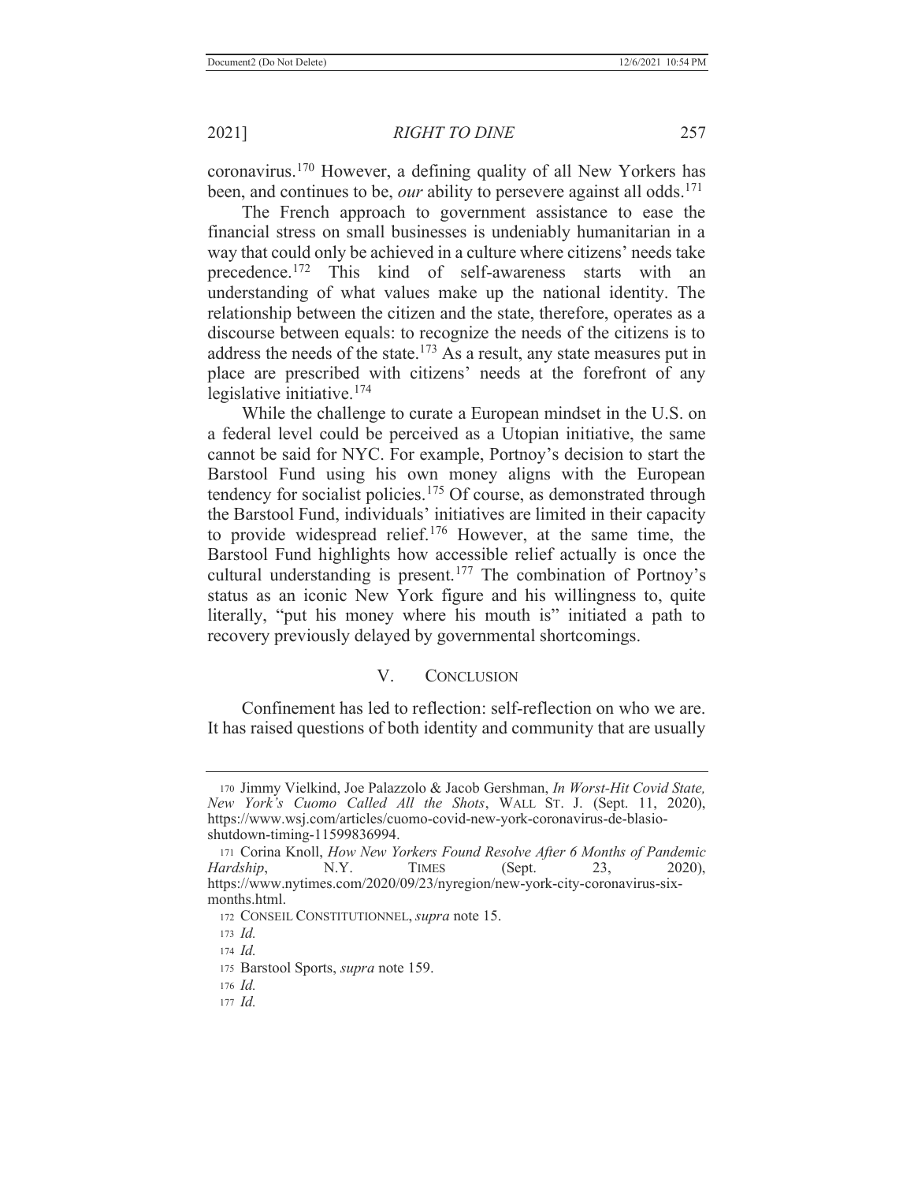coronavirus.[170] However, a defining quality of all New Yorkers has been, and continues to be, *our* ability to persevere against all odds.[171]

The French approach to government assistance to ease the financial stress on small businesses is undeniably humanitarian in a way that could only be achieved in a culture where citizens' needs take precedence.[172] This kind of self-awareness starts with an understanding of what values make up the national identity. The relationship between the citizen and the state, therefore, operates as a discourse between equals: to recognize the needs of the citizens is to address the needs of the state.[173] As a result, any state measures put in place are prescribed with citizens' needs at the forefront of any legislative initiative.[174]

While the challenge to curate a European mindset in the U.S. on a federal level could be perceived as a Utopian initiative, the same cannot be said for NYC. For example, Portnoy's decision to start the Barstool Fund using his own money aligns with the European tendency for socialist policies.[175] Of course, as demonstrated through the Barstool Fund, individuals' initiatives are limited in their capacity to provide widespread relief.[176] However, at the same time, the Barstool Fund highlights how accessible relief actually is once the cultural understanding is present.[177] The combination of Portnoy's status as an iconic New York figure and his willingness to, quite literally, "put his money where his mouth is" initiated a path to recovery previously delayed by governmental shortcomings.

## V. CONCLUSION

Confinement has led to reflection: self-reflection on who we are. It has raised questions of both identity and community that are usually

---

[170] Jimmy Vielkind, Joe Palazzolo & Jacob Gershman, *In Worst-Hit Covid State, New York's Cuomo Called All the Shots*, WALL ST. J. (Sept. 11, 2020), https://www.wsj.com/articles/cuomo-covid-new-york-coronavirus-de-blasio-shutdown-timing-11599836994.

[171] Corina Knoll, *How New Yorkers Found Resolve After 6 Months of Pandemic Hardship*, N.Y. TIMES (Sept. 23, 2020), https://www.nytimes.com/2020/09/23/nyregion/new-york-city-coronavirus-six-months.html.

[172] CONSEIL CONSTITUTIONNEL, *supra* note 15.

[173] *Id.*

[174] *Id.*

[175] Barstool Sports, *supra* note 159.

[176] *Id.*

[177] *Id.*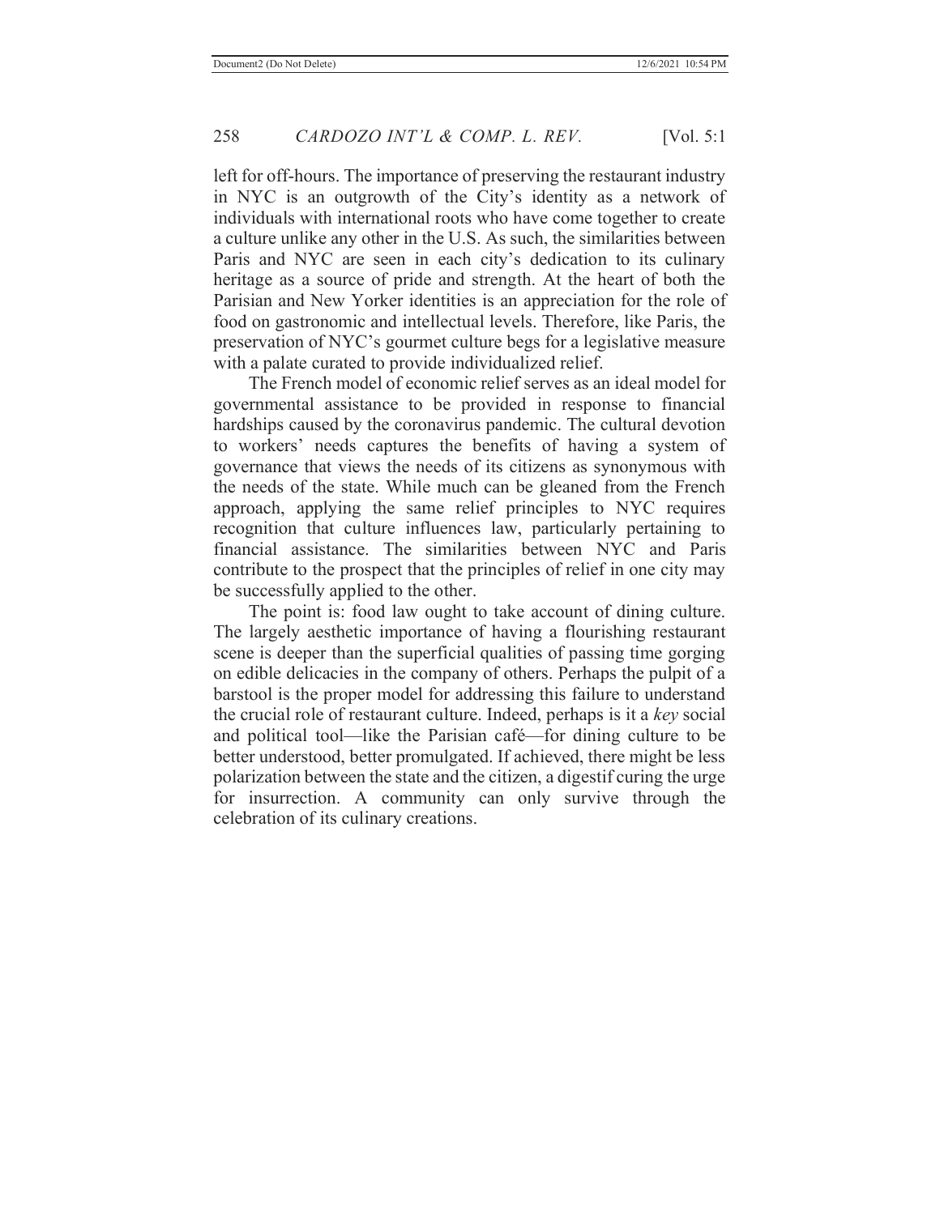left for off-hours. The importance of preserving the restaurant industry in NYC is an outgrowth of the City's identity as a network of individuals with international roots who have come together to create a culture unlike any other in the U.S. As such, the similarities between Paris and NYC are seen in each city's dedication to its culinary heritage as a source of pride and strength. At the heart of both the Parisian and New Yorker identities is an appreciation for the role of food on gastronomic and intellectual levels. Therefore, like Paris, the preservation of NYC's gourmet culture begs for a legislative measure with a palate curated to provide individualized relief.

The French model of economic relief serves as an ideal model for governmental assistance to be provided in response to financial hardships caused by the coronavirus pandemic. The cultural devotion to workers' needs captures the benefits of having a system of governance that views the needs of its citizens as synonymous with the needs of the state. While much can be gleaned from the French approach, applying the same relief principles to NYC requires recognition that culture influences law, particularly pertaining to financial assistance. The similarities between NYC and Paris contribute to the prospect that the principles of relief in one city may be successfully applied to the other.

The point is: food law ought to take account of dining culture. The largely aesthetic importance of having a flourishing restaurant scene is deeper than the superficial qualities of passing time gorging on edible delicacies in the company of others. Perhaps the pulpit of a barstool is the proper model for addressing this failure to understand the crucial role of restaurant culture. Indeed, perhaps is it a *key* social and political tool—like the Parisian café—for dining culture to be better understood, better promulgated. If achieved, there might be less polarization between the state and the citizen, a digestif curing the urge for insurrection. A community can only survive through the celebration of its culinary creations.